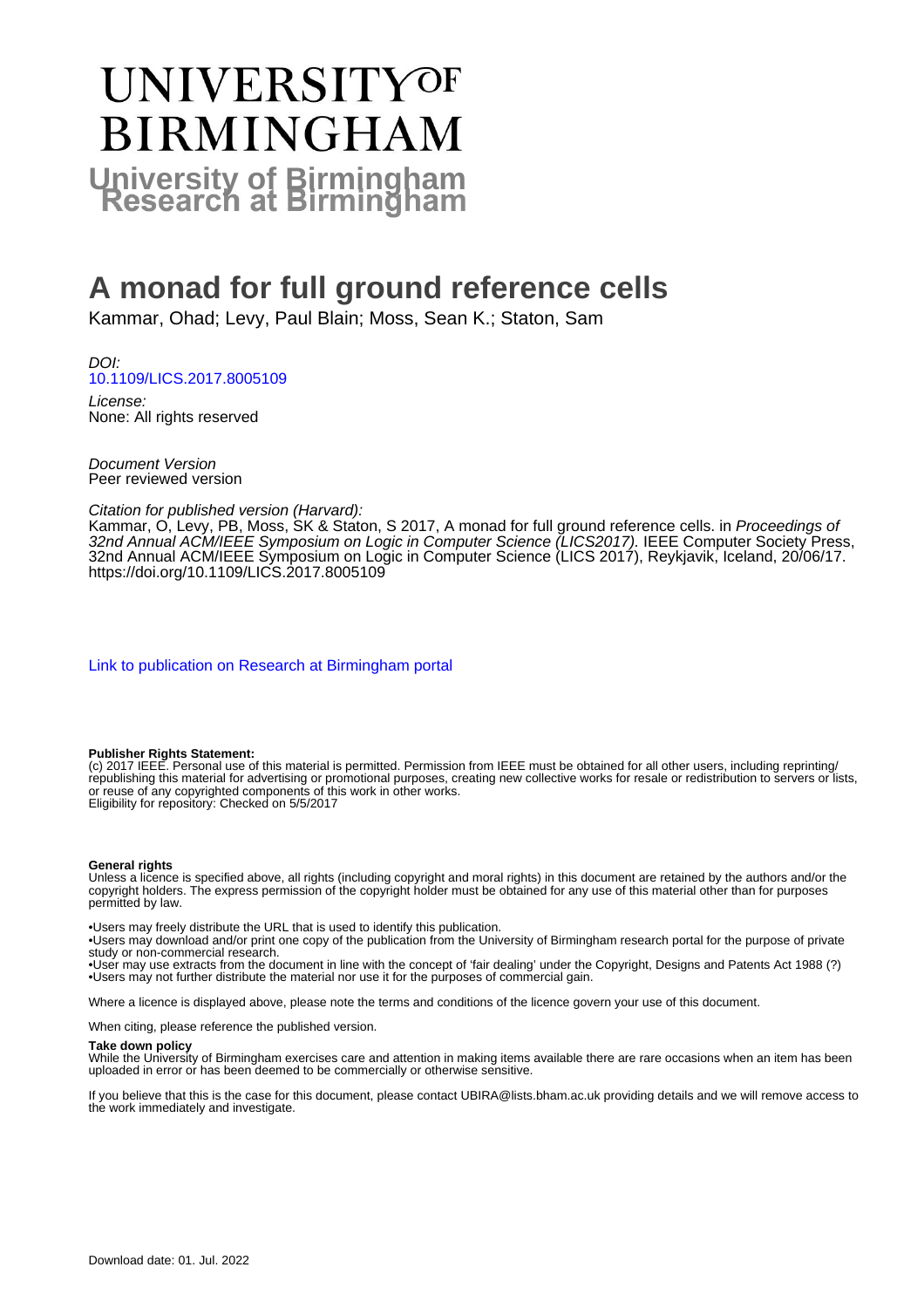# University of Birmingham Research at Birmingham

# A monad for full ground reference cells

Kammar, Ohad; Levy, Paul Blain; Moss, Sean K.; Staton, Sam

*DOI:*
10.1109/LICS.2017.8005109

*License:*
None: All rights reserved

*Document Version*
Peer reviewed version

*Citation for published version (Harvard):*
Kammar, O, Levy, PB, Moss, SK & Staton, S 2017, A monad for full ground reference cells. in *Proceedings of 32nd Annual ACM/IEEE Symposium on Logic in Computer Science (LICS2017).* IEEE Computer Society Press, 32nd Annual ACM/IEEE Symposium on Logic in Computer Science (LICS 2017), Reykjavik, Iceland, 20/06/17. https://doi.org/10.1109/LICS.2017.8005109

Link to publication on Research at Birmingham portal

**Publisher Rights Statement:**
(c) 2017 IEEE. Personal use of this material is permitted. Permission from IEEE must be obtained for all other users, including reprinting/republishing this material for advertising or promotional purposes, creating new collective works for resale or redistribution to servers or lists, or reuse of any copyrighted components of this work in other works.
Eligibility for repository: Checked on 5/5/2017

**General rights**
Unless a licence is specified above, all rights (including copyright and moral rights) in this document are retained by the authors and/or the copyright holders. The express permission of the copyright holder must be obtained for any use of this material other than for purposes permitted by law.

•Users may freely distribute the URL that is used to identify this publication.
•Users may download and/or print one copy of the publication from the University of Birmingham research portal for the purpose of private study or non-commercial research.
•User may use extracts from the document in line with the concept of 'fair dealing' under the Copyright, Designs and Patents Act 1988 (?)
•Users may not further distribute the material nor use it for the purposes of commercial gain.

Where a licence is displayed above, please note the terms and conditions of the licence govern your use of this document.

When citing, please reference the published version.

**Take down policy**
While the University of Birmingham exercises care and attention in making items available there are rare occasions when an item has been uploaded in error or has been deemed to be commercially or otherwise sensitive.

If you believe that this is the case for this document, please contact UBIRA@lists.bham.ac.uk providing details and we will remove access to the work immediately and investigate.

Download date: 01. Jul. 2022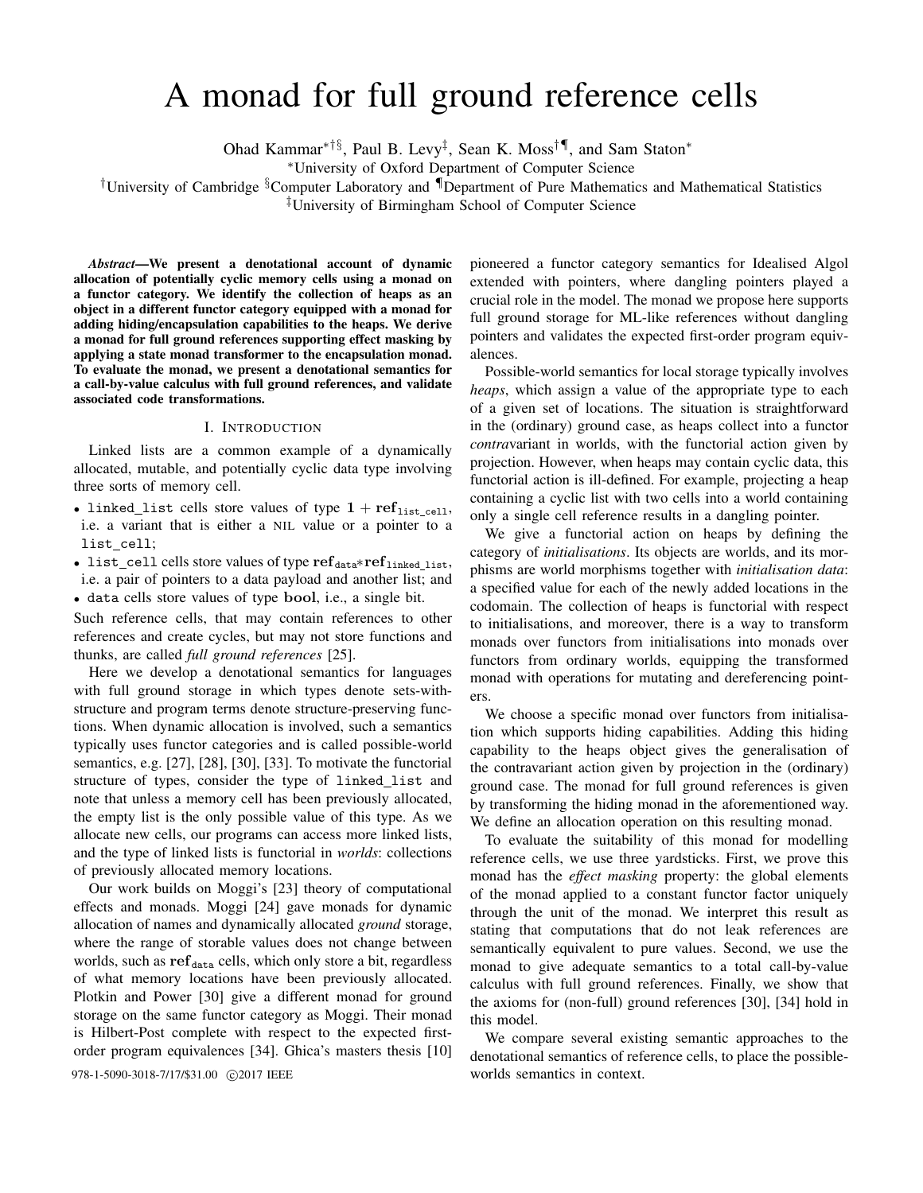# A monad for full ground reference cells

Ohad Kammar[∗†§], Paul B. Levy[‡], Sean K. Moss[†¶], and Sam Staton[∗]

[∗]University of Oxford Department of Computer Science

[†]University of Cambridge [§]Computer Laboratory and [¶]Department of Pure Mathematics and Mathematical Statistics

[‡]University of Birmingham School of Computer Science

***Abstract*—We present a denotational account of dynamic allocation of potentially cyclic memory cells using a monad on a functor category. We identify the collection of heaps as an object in a different functor category equipped with a monad for adding hiding/encapsulation capabilities to the heaps. We derive a monad for full ground references supporting effect masking by applying a state monad transformer to the encapsulation monad. To evaluate the monad, we present a denotational semantics for a call-by-value calculus with full ground references, and validate associated code transformations.**

## I. Introduction

Linked lists are a common example of a dynamically allocated, mutable, and potentially cyclic data type involving three sorts of memory cell.

- `linked_list` cells store values of type $\mathbf{1} + \mathbf{ref}_{\texttt{list\_cell}}$, i.e. a variant that is either a NIL value or a pointer to a `list_cell`;
- `list_cell` cells store values of type $\mathbf{ref}_{\texttt{data}} * \mathbf{ref}_{\texttt{linked\_list}}$, i.e. a pair of pointers to a data payload and another list; and
- `data` cells store values of type $\mathbf{bool}$, i.e., a single bit.

Such reference cells, that may contain references to other references and create cycles, but may not store functions and thunks, are called *full ground references* [25].

Here we develop a denotational semantics for languages with full ground storage in which types denote sets-with-structure and program terms denote structure-preserving functions. When dynamic allocation is involved, such a semantics typically uses functor categories and is called possible-world semantics, e.g. [27], [28], [30], [33]. To motivate the functorial structure of types, consider the type of `linked_list` and note that unless a memory cell has been previously allocated, the empty list is the only possible value of this type. As we allocate new cells, our programs can access more linked lists, and the type of linked lists is functorial in *worlds*: collections of previously allocated memory locations.

Our work builds on Moggi's [23] theory of computational effects and monads. Moggi [24] gave monads for dynamic allocation of names and dynamically allocated *ground* storage, where the range of storable values does not change between worlds, such as $\mathbf{ref}_{\texttt{data}}$ cells, which only store a bit, regardless of what memory locations have been previously allocated. Plotkin and Power [30] give a different monad for ground storage on the same functor category as Moggi. Their monad is Hilbert-Post complete with respect to the expected first-order program equivalences [34]. Ghica's masters thesis [10] pioneered a functor category semantics for Idealised Algol extended with pointers, where dangling pointers played a crucial role in the model. The monad we propose here supports full ground storage for ML-like references without dangling pointers and validates the expected first-order program equivalences.

Possible-world semantics for local storage typically involves *heaps*, which assign a value of the appropriate type to each of a given set of locations. The situation is straightforward in the (ordinary) ground case, as heaps collect into a functor *contra*variant in worlds, with the functorial action given by projection. However, when heaps may contain cyclic data, this functorial action is ill-defined. For example, projecting a heap containing a cyclic list with two cells into a world containing only a single cell reference results in a dangling pointer.

We give a functorial action on heaps by defining the category of *initialisations*. Its objects are worlds, and its morphisms are world morphisms together with *initialisation data*: a specified value for each of the newly added locations in the codomain. The collection of heaps is functorial with respect to initialisations, and moreover, there is a way to transform monads over functors from initialisations into monads over functors from ordinary worlds, equipping the transformed monad with operations for mutating and dereferencing pointers.

We choose a specific monad over functors from initialisation which supports hiding capabilities. Adding this hiding capability to the heaps object gives the generalisation of the contravariant action given by projection in the (ordinary) ground case. The monad for full ground references is given by transforming the hiding monad in the aforementioned way. We define an allocation operation on this resulting monad.

To evaluate the suitability of this monad for modelling reference cells, we use three yardsticks. First, we prove this monad has the *effect masking* property: the global elements of the monad applied to a constant functor factor uniquely through the unit of the monad. We interpret this result as stating that computations that do not leak references are semantically equivalent to pure values. Second, we use the monad to give adequate semantics to a total call-by-value calculus with full ground references. Finally, we show that the axioms for (non-full) ground references [30], [34] hold in this model.

We compare several existing semantic approaches to the denotational semantics of reference cells, to place the possible-worlds semantics in context.

978-1-5090-3018-7/17/$31.00 ©2017 IEEE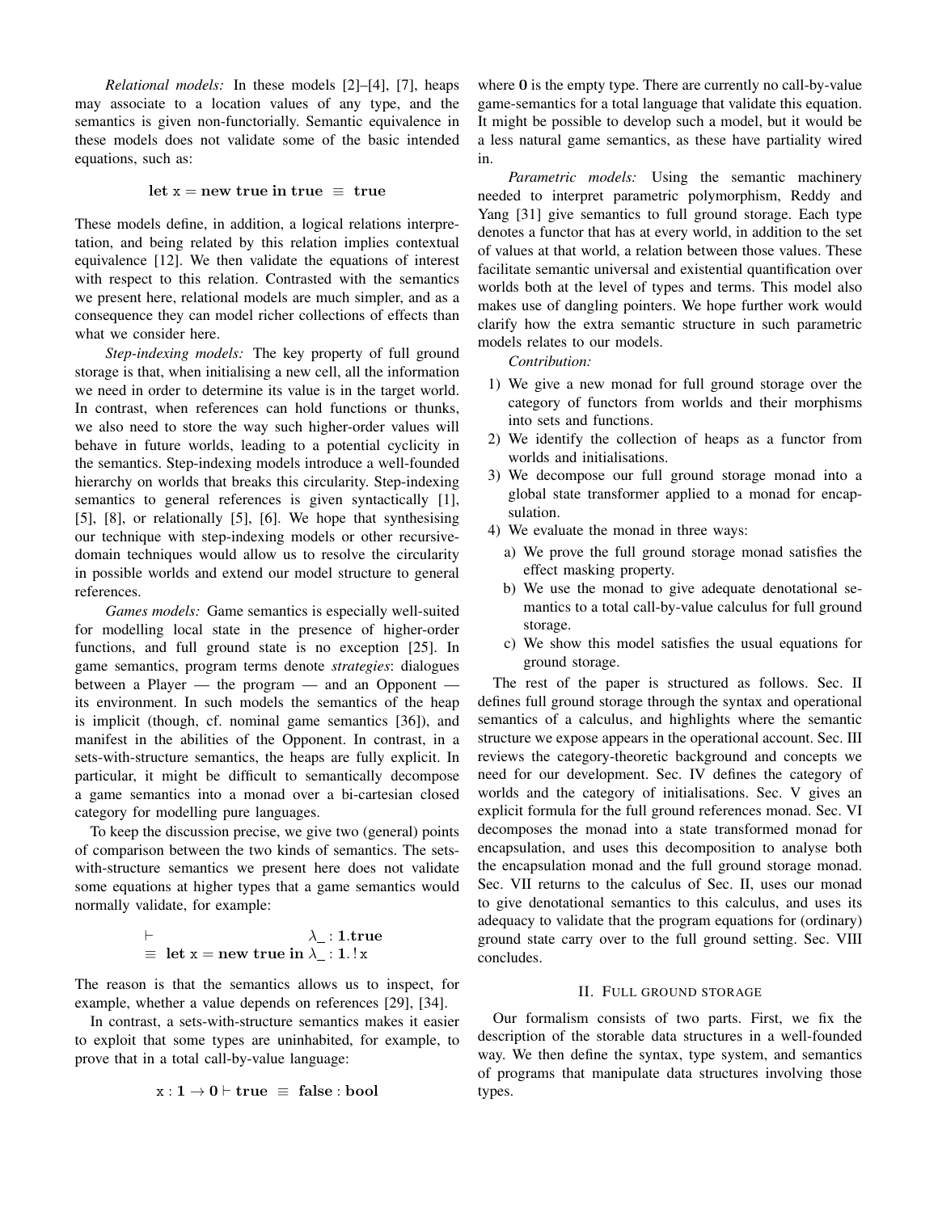*Relational models:* In these models [2]–[4], [7], heaps may associate to a location values of any type, and the semantics is given non-functorially. Semantic equivalence in these models does not validate some of the basic intended equations, such as:

$$\mathbf{let}\ \mathtt{x} = \mathbf{new}\ \mathbf{true}\ \mathbf{in}\ \mathbf{true}\ \equiv\ \mathbf{true}$$

These models define, in addition, a logical relations interpretation, and being related by this relation implies contextual equivalence [12]. We then validate the equations of interest with respect to this relation. Contrasted with the semantics we present here, relational models are much simpler, and as a consequence they can model richer collections of effects than what we consider here.

*Step-indexing models:* The key property of full ground storage is that, when initialising a new cell, all the information we need in order to determine its value is in the target world. In contrast, when references can hold functions or thunks, we also need to store the way such higher-order values will behave in future worlds, leading to a potential cyclicity in the semantics. Step-indexing models introduce a well-founded hierarchy on worlds that breaks this circularity. Step-indexing semantics to general references is given syntactically [1], [5], [8], or relationally [5], [6]. We hope that synthesising our technique with step-indexing models or other recursive-domain techniques would allow us to resolve the circularity in possible worlds and extend our model structure to general references.

*Games models:* Game semantics is especially well-suited for modelling local state in the presence of higher-order functions, and full ground state is no exception [25]. In game semantics, program terms denote *strategies*: dialogues between a Player — the program — and an Opponent — its environment. In such models the semantics of the heap is implicit (though, cf. nominal game semantics [36]), and manifest in the abilities of the Opponent. In contrast, in a sets-with-structure semantics, the heaps are fully explicit. In particular, it might be difficult to semantically decompose a game semantics into a monad over a bi-cartesian closed category for modelling pure languages.

To keep the discussion precise, we give two (general) points of comparison between the two kinds of semantics. The sets-with-structure semantics we present here does not validate some equations at higher types that a game semantics would normally validate, for example:

$$\begin{array}{ll} \vdash & \lambda\_ : \mathbf{1}.\mathbf{true} \\ \equiv & \mathbf{let}\ \mathtt{x} = \mathbf{new}\ \mathbf{true}\ \mathbf{in}\ \lambda\_ : \mathbf{1}.\,!\mathtt{x} \end{array}$$

The reason is that the semantics allows us to inspect, for example, whether a value depends on references [29], [34].

In contrast, a sets-with-structure semantics makes it easier to exploit that some types are uninhabited, for example, to prove that in a total call-by-value language:

$$\mathtt{x} : \mathbf{1} \to \mathbf{0} \vdash \mathbf{true}\ \equiv\ \mathbf{false} : \mathbf{bool}$$

where $\mathbf{0}$ is the empty type. There are currently no call-by-value game-semantics for a total language that validate this equation. It might be possible to develop such a model, but it would be a less natural game semantics, as these have partiality wired in.

*Parametric models:* Using the semantic machinery needed to interpret parametric polymorphism, Reddy and Yang [31] give semantics to full ground storage. Each type denotes a functor that has at every world, in addition to the set of values at that world, a relation between those values. These facilitate semantic universal and existential quantification over worlds both at the level of types and terms. This model also makes use of dangling pointers. We hope further work would clarify how the extra semantic structure in such parametric models relates to our models.

*Contribution:*

1) We give a new monad for full ground storage over the category of functors from worlds and their morphisms into sets and functions.
2) We identify the collection of heaps as a functor from worlds and initialisations.
3) We decompose our full ground storage monad into a global state transformer applied to a monad for encapsulation.
4) We evaluate the monad in three ways:
   a) We prove the full ground storage monad satisfies the effect masking property.
   b) We use the monad to give adequate denotational semantics to a total call-by-value calculus for full ground storage.
   c) We show this model satisfies the usual equations for ground storage.

The rest of the paper is structured as follows. Sec. II defines full ground storage through the syntax and operational semantics of a calculus, and highlights where the semantic structure we expose appears in the operational account. Sec. III reviews the category-theoretic background and concepts we need for our development. Sec. IV defines the category of worlds and the category of initialisations. Sec. V gives an explicit formula for the full ground references monad. Sec. VI decomposes the monad into a state transformed monad for encapsulation, and uses this decomposition to analyse both the encapsulation monad and the full ground storage monad. Sec. VII returns to the calculus of Sec. II, uses our monad to give denotational semantics to this calculus, and uses its adequacy to validate that the program equations for (ordinary) ground state carry over to the full ground setting. Sec. VIII concludes.

## II. Full ground storage

Our formalism consists of two parts. First, we fix the description of the storable data structures in a well-founded way. We then define the syntax, type system, and semantics of programs that manipulate data structures involving those types.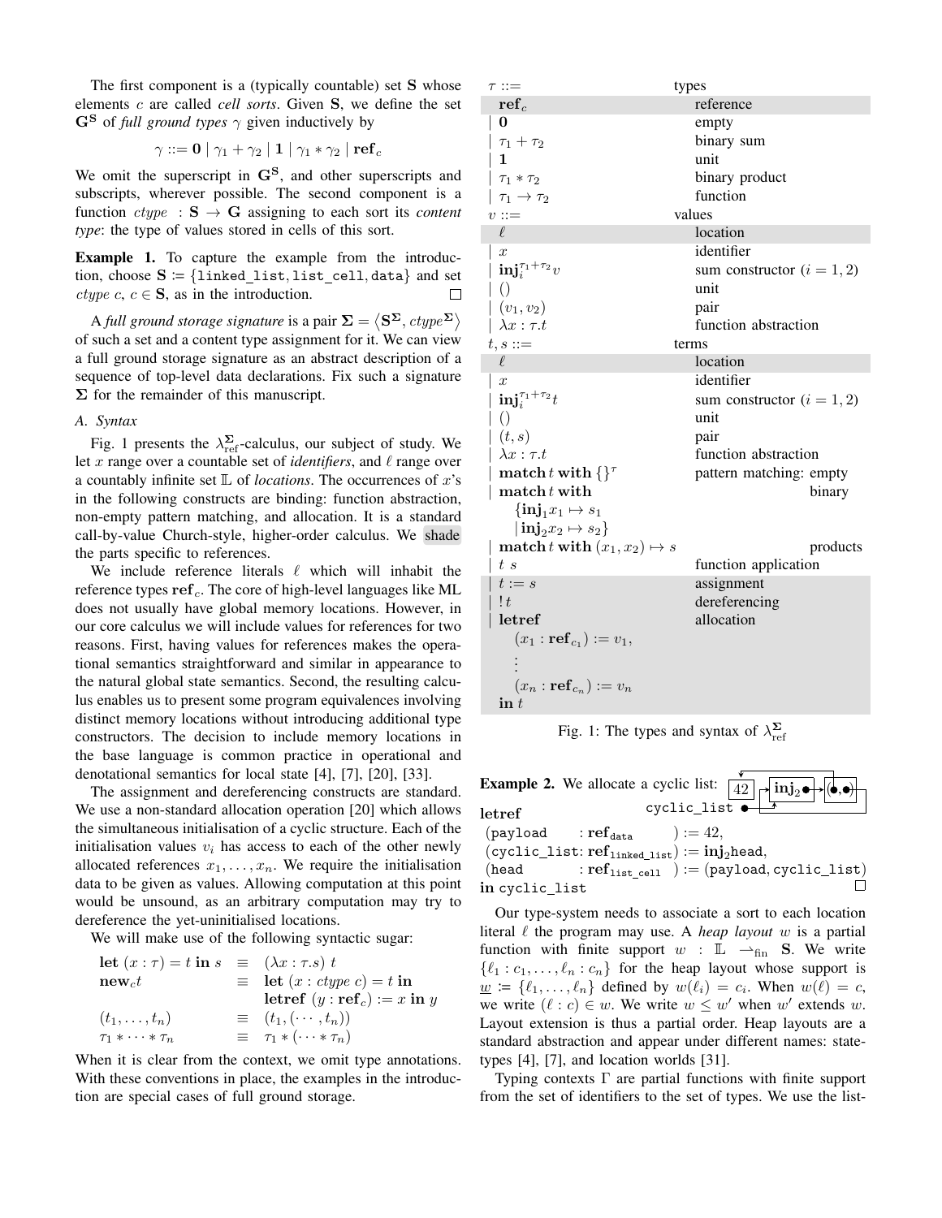The first component is a (typically countable) set $\mathbf{S}$ whose elements $c$ are called *cell sorts*. Given $\mathbf{S}$, we define the set $\mathbf{G^S}$ of *full ground types* $\gamma$ given inductively by

$$\gamma ::= \mathbf{0} \mid \gamma_1 + \gamma_2 \mid \mathbf{1} \mid \gamma_1 * \gamma_2 \mid \mathbf{ref}_c$$

We omit the superscript in $\mathbf{G^S}$, and other superscripts and subscripts, wherever possible. The second component is a function $ctype : \mathbf{S} \to \mathbf{G}$ assigning to each sort its *content type*: the type of values stored in cells of this sort.

**Example 1.** To capture the example from the introduction, choose $\mathbf{S} \coloneqq \{\texttt{linked\_list}, \texttt{list\_cell}, \texttt{data}\}$ and set $ctype\ c$, $c \in \mathbf{S}$, as in the introduction. □

A *full ground storage signature* is a pair $\mathbf{\Sigma} = \langle \mathbf{S^\Sigma}, ctype^{\mathbf{\Sigma}} \rangle$ of such a set and a content type assignment for it. We can view a full ground storage signature as an abstract description of a sequence of top-level data declarations. Fix such a signature $\mathbf{\Sigma}$ for the remainder of this manuscript.

### A. Syntax

Fig. 1 presents the $\lambda^{\mathbf{\Sigma}}_{\text{ref}}$-calculus, our subject of study. We let $x$ range over a countable set of *identifiers*, and $\ell$ range over a countably infinite set $\mathbb{L}$ of *locations*. The occurrences of $x$'s in the following constructs are binding: function abstraction, non-empty pattern matching, and allocation. It is a standard call-by-value Church-style, higher-order calculus. We shade the parts specific to references.

We include reference literals $\ell$ which will inhabit the reference types $\mathbf{ref}_c$. The core of high-level languages like ML does not usually have global memory locations. However, in our core calculus we will include values for references for two reasons. First, having values for references makes the operational semantics straightforward and similar in appearance to the natural global state semantics. Second, the resulting calculus enables us to present some program equivalences involving distinct memory locations without introducing additional type constructors. The decision to include memory locations in the base language is common practice in operational and denotational semantics for local state [4], [7], [20], [33].

The assignment and dereferencing constructs are standard. We use a non-standard allocation operation [20] which allows the simultaneous initialisation of a cyclic structure. Each of the initialisation values $v_i$ has access to each of the other newly allocated references $x_1, \ldots, x_n$. We require the initialisation data to be given as values. Allowing computation at this point would be unsound, as an arbitrary computation may try to dereference the yet-uninitialised locations.

We will make use of the following syntactic sugar:

$$
\begin{array}{lcl}
\mathbf{let}\ (x:\tau) = t\ \mathbf{in}\ s & \equiv & (\lambda x:\tau.s)\ t \\
\mathbf{new}_c t & \equiv & \mathbf{let}\ (x : ctype\ c) = t\ \mathbf{in} \\
 & & \mathbf{letref}\ (y : \mathbf{ref}_c) := x\ \mathbf{in}\ y \\
(t_1, \ldots, t_n) & \equiv & (t_1, (\cdots, t_n)) \\
\tau_1 * \cdots * \tau_n & \equiv & \tau_1 * (\cdots * \tau_n)
\end{array}
$$

When it is clear from the context, we omit type annotations. With these conventions in place, the examples in the introduction are special cases of full ground storage.

| | |
|---|---|
| $\tau ::=$ | types |
| $\mathbf{ref}_c$ | reference |
| $\mid \mathbf{0}$ | empty |
| $\mid \tau_1 + \tau_2$ | binary sum |
| $\mid \mathbf{1}$ | unit |
| $\mid \tau_1 * \tau_2$ | binary product |
| $\mid \tau_1 \to \tau_2$ | function |
| $v ::=$ | values |
| $\ell$ | location |
| $\mid x$ | identifier |
| $\mid \mathbf{inj}_i^{\tau_1+\tau_2} v$ | sum constructor ($i = 1, 2$) |
| $\mid ()$ | unit |
| $\mid (v_1, v_2)$ | pair |
| $\mid \lambda x : \tau.t$ | function abstraction |
| $t, s ::=$ | terms |
| $\ell$ | location |
| $\mid x$ | identifier |
| $\mid \mathbf{inj}_i^{\tau_1+\tau_2} t$ | sum constructor ($i = 1, 2$) |
| $\mid ()$ | unit |
| $\mid (t, s)$ | pair |
| $\mid \lambda x : \tau.t$ | function abstraction |
| $\mid \mathbf{match}\, t\, \mathbf{with}\, \{\}^\tau$ | pattern matching: empty |
| $\mid \mathbf{match}\, t\, \mathbf{with}\ \{\mathbf{inj}_1 x_1 \mapsto s_1 \mid \mathbf{inj}_2 x_2 \mapsto s_2\}$ | binary |
| $\mid \mathbf{match}\, t\, \mathbf{with}\, (x_1, x_2) \mapsto s$ | products |
| $\mid t\ s$ | function application |
| $\mid t := s$ | assignment |
| $\mid\ !t$ | dereferencing |
| $\mid \mathbf{letref}\ (x_1 : \mathbf{ref}_{c_1}) := v_1, \ldots, (x_n : \mathbf{ref}_{c_n}) := v_n\ \mathbf{in}\ t$ | allocation |

Fig. 1: The types and syntax of $\lambda^{\mathbf{\Sigma}}_{\text{ref}}$

**Example 2.** We allocate a cyclic list:

$\mathbf{letref}$
$(\texttt{payload} : \mathbf{ref}_{\texttt{data}}) := 42,$
$(\texttt{cyclic\_list} : \mathbf{ref}_{\texttt{linked\_list}}) := \mathbf{inj}_2\texttt{head},$
$(\texttt{head} : \mathbf{ref}_{\texttt{list\_cell}}) := (\texttt{payload}, \texttt{cyclic\_list})$
$\mathbf{in}\ \texttt{cyclic\_list}$ □

Our type-system needs to associate a sort to each location literal $\ell$ the program may use. A *heap layout* $w$ is a partial function with finite support $w : \mathbb{L} \rightharpoonup_{\text{fin}} \mathbf{S}$. We write $\{\ell_1 : c_1, \ldots, \ell_n : c_n\}$ for the heap layout whose support is $\underline{w} \coloneqq \{\ell_1, \ldots, \ell_n\}$ defined by $w(\ell_i) = c_i$. When $w(\ell) = c$, we write $(\ell : c) \in w$. We write $w \leq w'$ when $w'$ extends $w$. Layout extension is thus a partial order. Heap layouts are a standard abstraction and appear under different names: state-types [4], [7], and location worlds [31].

Typing contexts $\Gamma$ are partial functions with finite support from the set of identifiers to the set of types. We use the list-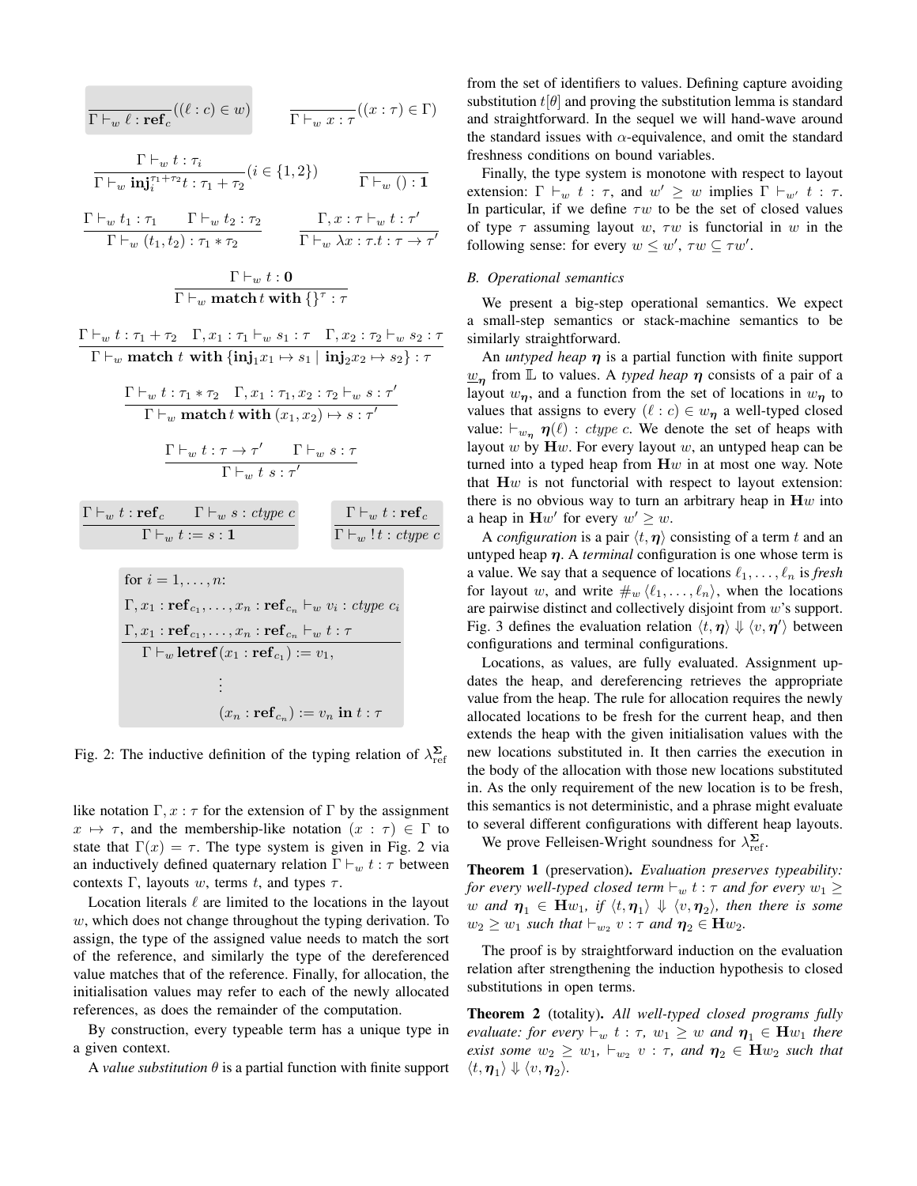$$\frac{}{\Gamma \vdash_w \ell : \mathbf{ref}_c}((\ell : c) \in w) \qquad \frac{}{\Gamma \vdash_w x : \tau}((x : \tau) \in \Gamma)$$

$$\frac{\Gamma \vdash_w t : \tau_i}{\Gamma \vdash_w \mathbf{inj}_i^{\tau_1 + \tau_2} t : \tau_1 + \tau_2}(i \in \{1,2\}) \qquad \frac{}{\Gamma \vdash_w () : \mathbf{1}}$$

$$\frac{\Gamma \vdash_w t_1 : \tau_1 \qquad \Gamma \vdash_w t_2 : \tau_2}{\Gamma \vdash_w (t_1, t_2) : \tau_1 * \tau_2} \qquad \frac{\Gamma, x : \tau \vdash_w t : \tau'}{\Gamma \vdash_w \lambda x : \tau . t : \tau \to \tau'}$$

$$\frac{\Gamma \vdash_w t : \mathbf{0}}{\Gamma \vdash_w \mathbf{match}\, t\, \mathbf{with}\, \{\}^\tau : \tau}$$

$$\frac{\Gamma \vdash_w t : \tau_1 + \tau_2 \quad \Gamma, x_1 : \tau_1 \vdash_w s_1 : \tau \quad \Gamma, x_2 : \tau_2 \vdash_w s_2 : \tau}{\Gamma \vdash_w \mathbf{match}\ t\ \mathbf{with}\ \{\mathbf{inj}_1 x_1 \mapsto s_1 \mid \mathbf{inj}_2 x_2 \mapsto s_2\} : \tau}$$

$$\frac{\Gamma \vdash_w t : \tau_1 * \tau_2 \quad \Gamma, x_1 : \tau_1, x_2 : \tau_2 \vdash_w s : \tau'}{\Gamma \vdash_w \mathbf{match}\, t\, \mathbf{with}\, (x_1, x_2) \mapsto s : \tau'}$$

$$\frac{\Gamma \vdash_w t : \tau \to \tau' \qquad \Gamma \vdash_w s : \tau}{\Gamma \vdash_w t\ s : \tau'}$$

$$\frac{\Gamma \vdash_w t : \mathbf{ref}_c \qquad \Gamma \vdash_w s : \mathit{ctype}\ c}{\Gamma \vdash_w t := s : \mathbf{1}} \qquad \frac{\Gamma \vdash_w t : \mathbf{ref}_c}{\Gamma \vdash_w {!t} : \mathit{ctype}\ c}$$

$$\frac{\begin{array}{l}\text{for } i = 1, \ldots, n\text{:} \\ \Gamma, x_1 : \mathbf{ref}_{c_1}, \ldots, x_n : \mathbf{ref}_{c_n} \vdash_w v_i : \mathit{ctype}\ c_i \\ \Gamma, x_1 : \mathbf{ref}_{c_1}, \ldots, x_n : \mathbf{ref}_{c_n} \vdash_w t : \tau\end{array}}{\begin{array}{l}\Gamma \vdash_w \mathbf{letref}\, (x_1 : \mathbf{ref}_{c_1}) := v_1, \\ \qquad\qquad \vdots \\ \qquad\qquad (x_n : \mathbf{ref}_{c_n}) := v_n \ \mathbf{in}\ t : \tau\end{array}}$$

Fig. 2: The inductive definition of the typing relation of $\lambda^{\mathbf{\Sigma}}_{\text{ref}}$

like notation $\Gamma, x : \tau$ for the extension of $\Gamma$ by the assignment $x \mapsto \tau$, and the membership-like notation $(x : \tau) \in \Gamma$ to state that $\Gamma(x) = \tau$. The type system is given in Fig. 2 via an inductively defined quaternary relation $\Gamma \vdash_w t : \tau$ between contexts $\Gamma$, layouts $w$, terms $t$, and types $\tau$.

Location literals $\ell$ are limited to the locations in the layout $w$, which does not change throughout the typing derivation. To assign, the type of the assigned value needs to match the sort of the reference, and similarly the type of the dereferenced value matches that of the reference. Finally, for allocation, the initialisation values may refer to each of the newly allocated references, as does the remainder of the computation.

By construction, every typeable term has a unique type in a given context.

A *value substitution* $\theta$ is a partial function with finite support from the set of identifiers to values. Defining capture avoiding substitution $t[\theta]$ and proving the substitution lemma is standard and straightforward. In the sequel we will hand-wave around the standard issues with $\alpha$-equivalence, and omit the standard freshness conditions on bound variables.

Finally, the type system is monotone with respect to layout extension: $\Gamma \vdash_w t : \tau$, and $w' \geq w$ implies $\Gamma \vdash_{w'} t : \tau$. In particular, if we define $\tau w$ to be the set of closed values of type $\tau$ assuming layout $w$, $\tau w$ is functorial in $w$ in the following sense: for every $w \leq w'$, $\tau w \subseteq \tau w'$.

### B. Operational semantics

We present a big-step operational semantics. We expect a small-step semantics or stack-machine semantics to be similarly straightforward.

An *untyped heap* $\boldsymbol{\eta}$ is a partial function with finite support $\underline{w}_{\boldsymbol{\eta}}$ from $\mathbb{L}$ to values. A *typed heap* $\boldsymbol{\eta}$ consists of a pair of a layout $w_{\boldsymbol{\eta}}$, and a function from the set of locations in $w_{\boldsymbol{\eta}}$ to values that assigns to every $(\ell : c) \in w_{\boldsymbol{\eta}}$ a well-typed closed value: $\vdash_{w_{\boldsymbol{\eta}}} \boldsymbol{\eta}(\ell) : \mathit{ctype}\ c$. We denote the set of heaps with layout $w$ by $\mathbf{H}w$. For every layout $w$, an untyped heap can be turned into a typed heap from $\mathbf{H}w$ in at most one way. Note that $\mathbf{H}w$ is not functorial with respect to layout extension: there is no obvious way to turn an arbitrary heap in $\mathbf{H}w$ into a heap in $\mathbf{H}w'$ for every $w' \geq w$.

A *configuration* is a pair $\langle t, \boldsymbol{\eta} \rangle$ consisting of a term $t$ and an untyped heap $\boldsymbol{\eta}$. A *terminal* configuration is one whose term is a value. We say that a sequence of locations $\ell_1, \ldots, \ell_n$ is *fresh* for layout $w$, and write $\#_w \langle \ell_1, \ldots, \ell_n \rangle$, when the locations are pairwise distinct and collectively disjoint from $w$'s support. Fig. 3 defines the evaluation relation $\langle t, \boldsymbol{\eta} \rangle \Downarrow \langle v, \boldsymbol{\eta}' \rangle$ between configurations and terminal configurations.

Locations, as values, are fully evaluated. Assignment updates the heap, and dereferencing retrieves the appropriate value from the heap. The rule for allocation requires the newly allocated locations to be fresh for the current heap, and then extends the heap with the given initialisation values with the new locations substituted in. It then carries the execution in the body of the allocation with those new locations substituted in. As the only requirement of the new location is to be fresh, this semantics is not deterministic, and a phrase might evaluate to several different configurations with different heap layouts.

We prove Felleisen-Wright soundness for $\lambda^{\mathbf{\Sigma}}_{\text{ref}}$.

**Theorem 1** (preservation). *Evaluation preserves typeability: for every well-typed closed term $\vdash_w t : \tau$ and for every $w_1 \geq w$ and $\boldsymbol{\eta}_1 \in \mathbf{H}w_1$, if $\langle t, \boldsymbol{\eta}_1 \rangle \Downarrow \langle v, \boldsymbol{\eta}_2 \rangle$, then there is some $w_2 \geq w_1$ such that $\vdash_{w_2} v : \tau$ and $\boldsymbol{\eta}_2 \in \mathbf{H}w_2$.*

The proof is by straightforward induction on the evaluation relation after strengthening the induction hypothesis to closed substitutions in open terms.

**Theorem 2** (totality). *All well-typed closed programs fully evaluate: for every $\vdash_w t : \tau$, $w_1 \geq w$ and $\boldsymbol{\eta}_1 \in \mathbf{H}w_1$ there exist some $w_2 \geq w_1$, $\vdash_{w_2} v : \tau$, and $\boldsymbol{\eta}_2 \in \mathbf{H}w_2$ such that $\langle t, \boldsymbol{\eta}_1 \rangle \Downarrow \langle v, \boldsymbol{\eta}_2 \rangle$.*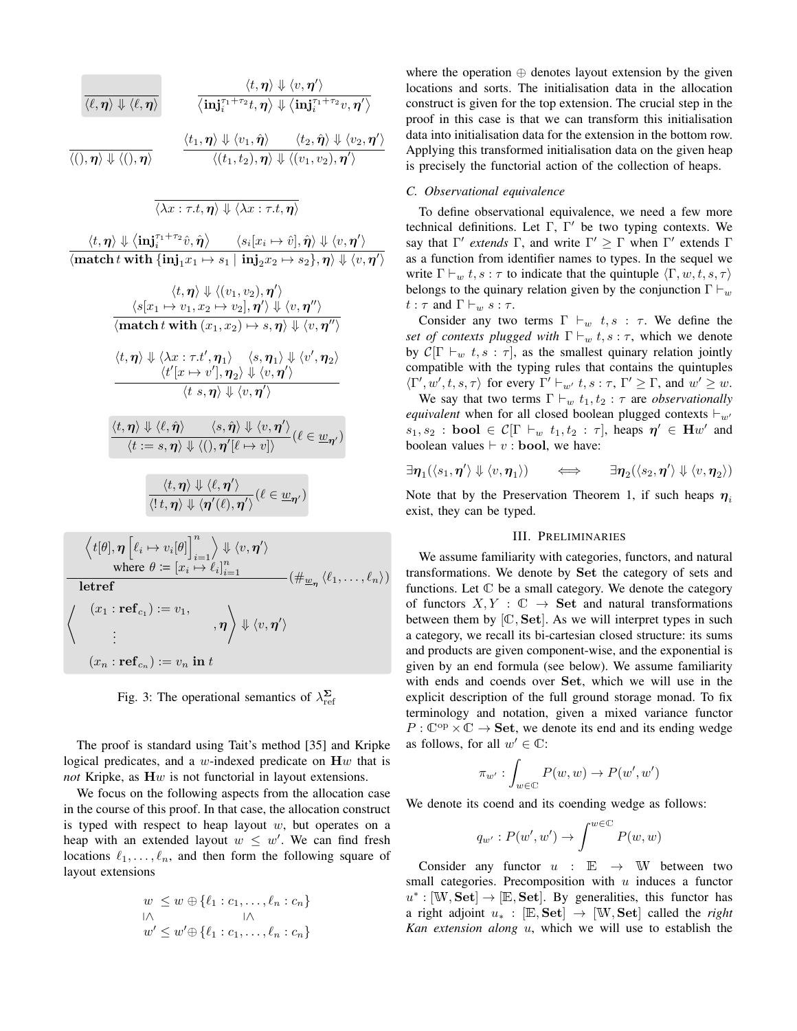$$\frac{}{\langle \ell, \boldsymbol{\eta}\rangle \Downarrow \langle \ell, \boldsymbol{\eta}\rangle} \qquad \frac{\langle t, \boldsymbol{\eta}\rangle \Downarrow \langle v, \boldsymbol{\eta}'\rangle}{\langle \mathbf{inj}_i^{\tau_1+\tau_2} t, \boldsymbol{\eta}\rangle \Downarrow \langle \mathbf{inj}_i^{\tau_1+\tau_2} v, \boldsymbol{\eta}'\rangle}$$

$$\frac{}{\langle (), \boldsymbol{\eta}\rangle \Downarrow \langle (), \boldsymbol{\eta}\rangle} \qquad \frac{\langle t_1, \boldsymbol{\eta}\rangle \Downarrow \langle v_1, \hat{\boldsymbol{\eta}}\rangle \qquad \langle t_2, \hat{\boldsymbol{\eta}}\rangle \Downarrow \langle v_2, \boldsymbol{\eta}'\rangle}{\langle (t_1, t_2), \boldsymbol{\eta}\rangle \Downarrow \langle (v_1, v_2), \boldsymbol{\eta}'\rangle}$$

$$\frac{}{\langle \lambda x : \tau . t, \boldsymbol{\eta}\rangle \Downarrow \langle \lambda x : \tau . t, \boldsymbol{\eta}\rangle}$$

$$\frac{\langle t, \boldsymbol{\eta}\rangle \Downarrow \langle \mathbf{inj}_i^{\tau_1+\tau_2} \hat{v}, \hat{\boldsymbol{\eta}}\rangle \qquad \langle s_i[x_i \mapsto \hat{v}], \hat{\boldsymbol{\eta}}\rangle \Downarrow \langle v, \boldsymbol{\eta}'\rangle}{\langle \mathbf{match}\, t\, \mathbf{with}\, \{\mathbf{inj}_1 x_1 \mapsto s_1 \mid \mathbf{inj}_2 x_2 \mapsto s_2\}, \boldsymbol{\eta}\rangle \Downarrow \langle v, \boldsymbol{\eta}'\rangle}$$

$$\frac{\langle t, \boldsymbol{\eta}\rangle \Downarrow \langle (v_1, v_2), \boldsymbol{\eta}'\rangle \qquad \langle s[x_1 \mapsto v_1, x_2 \mapsto v_2], \boldsymbol{\eta}'\rangle \Downarrow \langle v, \boldsymbol{\eta}''\rangle}{\langle \mathbf{match}\, t\, \mathbf{with}\, (x_1, x_2) \mapsto s, \boldsymbol{\eta}\rangle \Downarrow \langle v, \boldsymbol{\eta}''\rangle}$$

$$\frac{\langle t, \boldsymbol{\eta}\rangle \Downarrow \langle \lambda x : \tau . t', \boldsymbol{\eta}_1\rangle \qquad \langle s, \boldsymbol{\eta}_1\rangle \Downarrow \langle v', \boldsymbol{\eta}_2\rangle \qquad \langle t'[x \mapsto v'], \boldsymbol{\eta}_2\rangle \Downarrow \langle v, \boldsymbol{\eta}'\rangle}{\langle t\ s, \boldsymbol{\eta}\rangle \Downarrow \langle v, \boldsymbol{\eta}'\rangle}$$

$$\frac{\langle t, \boldsymbol{\eta}\rangle \Downarrow \langle \ell, \hat{\boldsymbol{\eta}}\rangle \qquad \langle s, \hat{\boldsymbol{\eta}}\rangle \Downarrow \langle v, \boldsymbol{\eta}'\rangle}{\langle t := s, \boldsymbol{\eta}\rangle \Downarrow \langle (), \boldsymbol{\eta}'[\ell \mapsto v]\rangle} (\ell \in \underline{w}_{\boldsymbol{\eta}'})$$

$$\frac{\langle t, \boldsymbol{\eta}\rangle \Downarrow \langle \ell, \boldsymbol{\eta}'\rangle}{\langle !\, t, \boldsymbol{\eta}\rangle \Downarrow \langle \boldsymbol{\eta}'(\ell), \boldsymbol{\eta}'\rangle} (\ell \in \underline{w}_{\boldsymbol{\eta}'})$$

$$\frac{\left\langle t[\theta], \boldsymbol{\eta}\left[\ell_i \mapsto v_i[\theta]\right]_{i=1}^n \right\rangle \Downarrow \langle v, \boldsymbol{\eta}'\rangle \quad \text{where } \theta := [x_i \mapsto \ell_i]_{i=1}^n}{\left\langle \mathbf{letref}\ (x_1 : \mathbf{ref}_{c_1}) := v_1, \ldots, (x_n : \mathbf{ref}_{c_n}) := v_n\ \mathbf{in}\ t, \boldsymbol{\eta} \right\rangle \Downarrow \langle v, \boldsymbol{\eta}'\rangle} (\#_{\underline{w}_{\boldsymbol{\eta}}} \langle \ell_1, \ldots, \ell_n\rangle)$$

Fig. 3: The operational semantics of $\lambda_{\text{ref}}^{\boldsymbol{\Sigma}}$

The proof is standard using Tait's method [35] and Kripke logical predicates, and a $w$-indexed predicate on $\mathbf{H}w$ that is *not* Kripke, as $\mathbf{H}w$ is not functorial in layout extensions.

We focus on the following aspects from the allocation case in the course of this proof. In that case, the allocation construct is typed with respect to heap layout $w$, but operates on a heap with an extended layout $w \leq w'$. We can find fresh locations $\ell_1, \ldots, \ell_n$, and then form the following square of layout extensions

$$\begin{array}{ccc} w & \leq & w \oplus \{\ell_1 : c_1, \ldots, \ell_n : c_n\} \\ \text{\rotatebox{90}{$\geq$}} & & \text{\rotatebox{90}{$\geq$}} \\ w' & \leq & w' \oplus \{\ell_1 : c_1, \ldots, \ell_n : c_n\} \end{array}$$

where the operation $\oplus$ denotes layout extension by the given locations and sorts. The initialisation data in the allocation construct is given for the top extension. The crucial step in the proof in this case is that we can transform this initialisation data into initialisation data for the extension in the bottom row. Applying this transformed initialisation data on the given heap is precisely the functorial action of the collection of heaps.

### C. Observational equivalence

To define observational equivalence, we need a few more technical definitions. Let $\Gamma$, $\Gamma'$ be two typing contexts. We say that $\Gamma'$ *extends* $\Gamma$, and write $\Gamma' \geq \Gamma$ when $\Gamma'$ extends $\Gamma$ as a function from identifier names to types. In the sequel we write $\Gamma \vdash_w t, s : \tau$ to indicate that the quintuple $\langle \Gamma, w, t, s, \tau\rangle$ belongs to the quinary relation given by the conjunction $\Gamma \vdash_w t : \tau$ and $\Gamma \vdash_w s : \tau$.

Consider any two terms $\Gamma \vdash_w t, s : \tau$. We define the *set of contexts plugged with* $\Gamma \vdash_w t, s : \tau$, which we denote by $\mathcal{C}[\Gamma \vdash_w t, s : \tau]$, as the smallest quinary relation jointly compatible with the typing rules that contains the quintuples $\langle \Gamma', w', t, s, \tau\rangle$ for every $\Gamma' \vdash_{w'} t, s : \tau$, $\Gamma' \geq \Gamma$, and $w' \geq w$.

We say that two terms $\Gamma \vdash_w t_1, t_2 : \tau$ are *observationally equivalent* when for all closed boolean plugged contexts $\vdash_{w'} s_1, s_2 : \mathbf{bool} \in \mathcal{C}[\Gamma \vdash_w t_1, t_2 : \tau]$, heaps $\boldsymbol{\eta}' \in \mathbf{H}w'$ and boolean values $\vdash v : \mathbf{bool}$, we have:

$$\exists \boldsymbol{\eta}_1(\langle s_1, \boldsymbol{\eta}'\rangle \Downarrow \langle v, \boldsymbol{\eta}_1\rangle) \quad \iff \quad \exists \boldsymbol{\eta}_2(\langle s_2, \boldsymbol{\eta}'\rangle \Downarrow \langle v, \boldsymbol{\eta}_2\rangle)$$

Note that by the Preservation Theorem 1, if such heaps $\boldsymbol{\eta}_i$ exist, they can be typed.

## III. Preliminaries

We assume familiarity with categories, functors, and natural transformations. We denote by $\mathbf{Set}$ the category of sets and functions. Let $\mathbb{C}$ be a small category. We denote the category of functors $X, Y : \mathbb{C} \to \mathbf{Set}$ and natural transformations between them by $[\mathbb{C}, \mathbf{Set}]$. As we will interpret types in such a category, we recall its bi-cartesian closed structure: its sums and products are given component-wise, and the exponential is given by an end formula (see below). We assume familiarity with ends and coends over $\mathbf{Set}$, which we will use in the explicit description of the full ground storage monad. To fix terminology and notation, given a mixed variance functor $P : \mathbb{C}^{\text{op}} \times \mathbb{C} \to \mathbf{Set}$, we denote its end and its ending wedge as follows, for all $w' \in \mathbb{C}$:

$$\pi_{w'} : \int_{w \in \mathbb{C}} P(w, w) \to P(w', w')$$

We denote its coend and its coending wedge as follows:

$$q_{w'} : P(w', w') \to \int^{w \in \mathbb{C}} P(w, w)$$

Consider any functor $u : \mathbb{E} \to \mathbb{W}$ between two small categories. Precomposition with $u$ induces a functor $u^* : [\mathbb{W}, \mathbf{Set}] \to [\mathbb{E}, \mathbf{Set}]$. By generalities, this functor has a right adjoint $u_* : [\mathbb{E}, \mathbf{Set}] \to [\mathbb{W}, \mathbf{Set}]$ called the *right Kan extension along* $u$, which we will use to establish the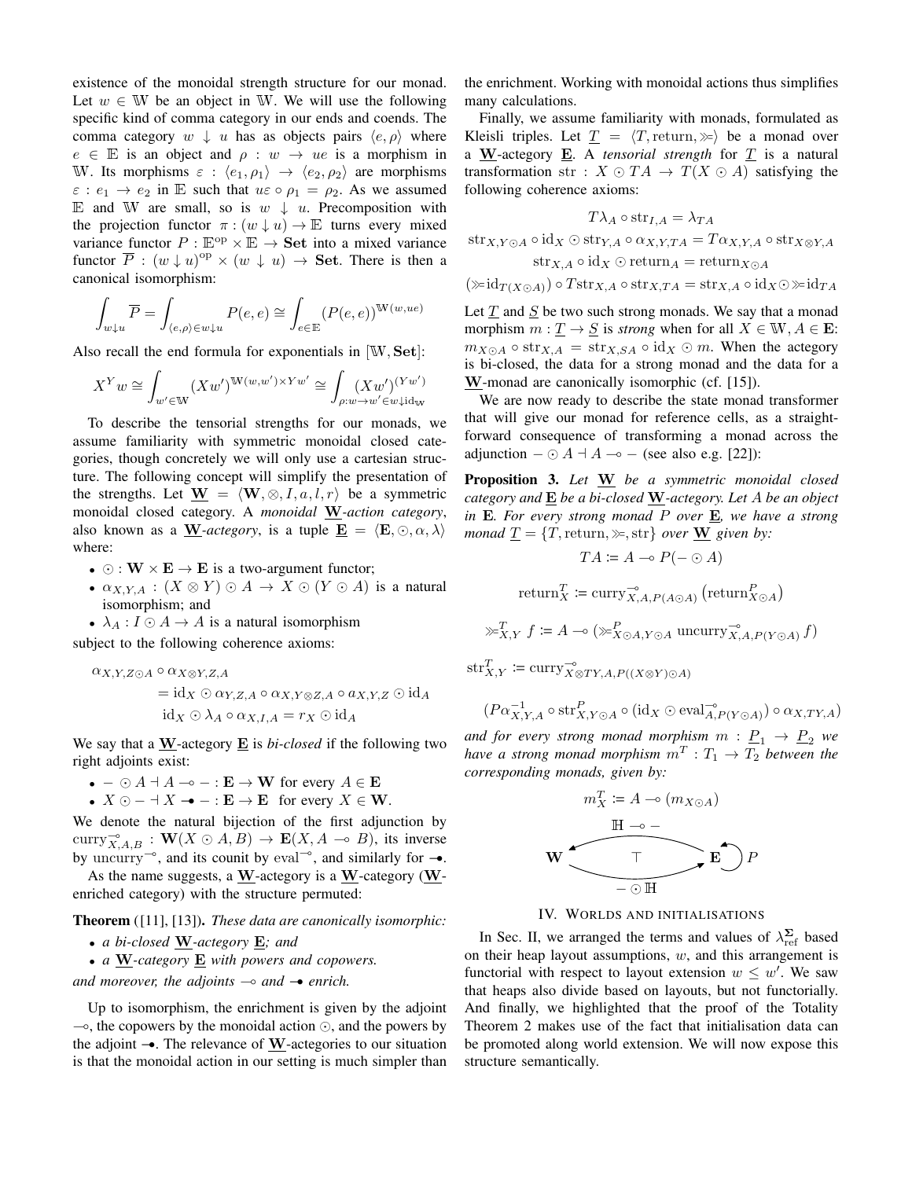existence of the monoidal strength structure for our monad. Let $w \in \mathbb{W}$ be an object in $\mathbb{W}$. We will use the following specific kind of comma category in our ends and coends. The comma category $w \downarrow u$ has as objects pairs $\langle e, \rho \rangle$ where $e \in \mathbb{E}$ is an object and $\rho : w \to ue$ is a morphism in $\mathbb{W}$. Its morphisms $\varepsilon : \langle e_1, \rho_1 \rangle \to \langle e_2, \rho_2 \rangle$ are morphisms $\varepsilon : e_1 \to e_2$ in $\mathbb{E}$ such that $u\varepsilon \circ \rho_1 = \rho_2$. As we assumed $\mathbb{E}$ and $\mathbb{W}$ are small, so is $w \downarrow u$. Precomposition with the projection functor $\pi : (w \downarrow u) \to \mathbb{E}$ turns every mixed variance functor $P : \mathbb{E}^{\mathrm{op}} \times \mathbb{E} \to \mathbf{Set}$ into a mixed variance functor $\overline{P} : (w \downarrow u)^{\mathrm{op}} \times (w \downarrow u) \to \mathbf{Set}$. There is then a canonical isomorphism:

$$\int_{w\downarrow u} \overline{P} = \int_{\langle e,\rho\rangle \in w\downarrow u} P(e,e) \cong \int_{e \in \mathbb{E}} (P(e,e))^{\mathbb{W}(w,ue)}$$

Also recall the end formula for exponentials in $[\mathbb{W}, \mathbf{Set}]$:

$$X^Y w \cong \int_{w' \in \mathbb{W}} (Xw')^{\mathbb{W}(w,w') \times Yw'} \cong \int_{\rho : w \to w' \in w \downarrow \mathrm{id}_{\mathbb{W}}} (Xw')^{(Yw')}$$

To describe the tensorial strengths for our monads, we assume familiarity with symmetric monoidal closed categories, though concretely we will only use a cartesian structure. The following concept will simplify the presentation of the strengths. Let $\underline{\mathbf{W}} = \langle \mathbf{W}, \otimes, I, a, l, r \rangle$ be a symmetric monoidal closed category. A *monoidal* $\underline{\mathbf{W}}$*-action category*, also known as a $\underline{\mathbf{W}}$*-actegory*, is a tuple $\underline{\mathbf{E}} = \langle \mathbf{E}, \odot, \alpha, \lambda \rangle$ where:

- $\odot : \mathbf{W} \times \mathbf{E} \to \mathbf{E}$ is a two-argument functor;
- $\alpha_{X,Y,A} : (X \otimes Y) \odot A \to X \odot (Y \odot A)$ is a natural isomorphism; and
- $\lambda_A : I \odot A \to A$ is a natural isomorphism

subject to the following coherence axioms:

$$\begin{aligned} \alpha_{X,Y,Z\odot A} \circ \alpha_{X\otimes Y,Z,A} &= \mathrm{id}_X \odot \alpha_{Y,Z,A} \circ \alpha_{X,Y\otimes Z,A} \circ a_{X,Y,Z} \odot \mathrm{id}_A \\ \mathrm{id}_X \odot \lambda_A \circ \alpha_{X,I,A} &= r_X \odot \mathrm{id}_A \end{aligned}$$

We say that a $\underline{\mathbf{W}}$-actegory $\underline{\mathbf{E}}$ is *bi-closed* if the following two right adjoints exist:

- $- \odot A \dashv A \multimap - : \mathbf{E} \to \mathbf{W}$ for every $A \in \mathbf{E}$
- $X \odot - \dashv X \multimapdot - : \mathbf{E} \to \mathbf{E}$ for every $X \in \mathbf{W}$.

We denote the natural bijection of the first adjunction by $\mathrm{curry}^{\multimap}_{X,A,B} : \mathbf{W}(X \odot A, B) \to \mathbf{E}(X, A \multimap B)$, its inverse by $\mathrm{uncurry}^{\multimap}$, and its counit by $\mathrm{eval}^{\multimap}$, and similarly for $\multimapdot$.

As the name suggests, a $\underline{\mathbf{W}}$-actegory is a $\underline{\mathbf{W}}$-category ($\underline{\mathbf{W}}$-enriched category) with the structure permuted:

**Theorem** ([11], [13]). *These data are canonically isomorphic:*

- *a bi-closed* $\underline{\mathbf{W}}$*-actegory* $\underline{\mathbf{E}}$*; and*
- *a* $\underline{\mathbf{W}}$*-category* $\underline{\mathbf{E}}$ *with powers and copowers.*

*and moreover, the adjoints* $\multimap$ *and* $\multimapdot$ *enrich.*

Up to isomorphism, the enrichment is given by the adjoint $\multimap$, the copowers by the monoidal action $\odot$, and the powers by the adjoint $\multimapdot$. The relevance of $\underline{\mathbf{W}}$-actegories to our situation is that the monoidal action in our setting is much simpler than the enrichment. Working with monoidal actions thus simplifies many calculations.

Finally, we assume familiarity with monads, formulated as Kleisli triples. Let $\underline{T} = \langle T, \mathrm{return}, \gg\!= \rangle$ be a monad over a $\underline{\mathbf{W}}$-actegory $\underline{\mathbf{E}}$. A *tensorial strength* for $\underline{T}$ is a natural transformation $\mathrm{str} : X \odot TA \to T(X \odot A)$ satisfying the following coherence axioms:

$$\begin{gathered} T\lambda_A \circ \mathrm{str}_{I,A} = \lambda_{TA} \\ \mathrm{str}_{X,Y\odot A} \circ \mathrm{id}_X \odot \mathrm{str}_{Y,A} \circ \alpha_{X,Y,TA} = T\alpha_{X,Y,A} \circ \mathrm{str}_{X\otimes Y,A} \\ \mathrm{str}_{X,A} \circ \mathrm{id}_X \odot \mathrm{return}_A = \mathrm{return}_{X\odot A} \\ (\gg\!=\mathrm{id}_{T(X\odot A)}) \circ T\mathrm{str}_{X,A} \circ \mathrm{str}_{X,TA} = \mathrm{str}_{X,A} \circ \mathrm{id}_X \odot \gg\!=\mathrm{id}_{TA} \end{gathered}$$

Let $\underline{T}$ and $\underline{S}$ be two such strong monads. We say that a monad morphism $m : \underline{T} \to \underline{S}$ is *strong* when for all $X \in \mathbb{W}, A \in \mathbf{E}$: $m_{X\odot A} \circ \mathrm{str}_{X,A} = \mathrm{str}_{X,SA} \circ \mathrm{id}_X \odot m$. When the actegory is bi-closed, the data for a strong monad and the data for a $\underline{\mathbf{W}}$-monad are canonically isomorphic (cf. [15]).

We are now ready to describe the state monad transformer that will give our monad for reference cells, as a straightforward consequence of transforming a monad across the adjunction $- \odot A \dashv A \multimap -$ (see also e.g. [22]):

**Proposition 3.** *Let* $\underline{\mathbf{W}}$ *be a symmetric monoidal closed category and* $\underline{\mathbf{E}}$ *be a bi-closed* $\underline{\mathbf{W}}$*-actegory. Let* $A$ *be an object in* $\mathbf{E}$*. For every strong monad* $P$ *over* $\underline{\mathbf{E}}$*, we have a strong monad* $\underline{T} = \{T, \mathrm{return}, \gg\!=, \mathrm{str}\}$ *over* $\underline{\mathbf{W}}$ *given by:*

$$TA \coloneqq A \multimap P(- \odot A)$$

$$\mathrm{return}^T_X \coloneqq \mathrm{curry}^{\multimap}_{X,A,P(A\odot A)} \left(\mathrm{return}^P_{X\odot A}\right)$$

$$\gg\!=^T_{X,Y} f \coloneqq A \multimap (\gg\!=^P_{X\odot A, Y\odot A} \mathrm{uncurry}^{\multimap}_{X,A,P(Y\odot A)} f)$$

$$\mathrm{str}^T_{X,Y} \coloneqq \mathrm{curry}^{\multimap}_{X\otimes TY,A,P((X\otimes Y)\odot A)}$$

$$(P\alpha^{-1}_{X,Y,A} \circ \mathrm{str}^P_{X,Y\odot A} \circ (\mathrm{id}_X \odot \mathrm{eval}^{\multimap}_{A,P(Y\odot A)}) \circ \alpha_{X,TY,A})$$

*and for every strong monad morphism* $m : \underline{P}_1 \to \underline{P}_2$ *we have a strong monad morphism* $m^T : T_1 \to T_2$ *between the corresponding monads, given by:*

$$m^T_X \coloneqq A \multimap (m_{X\odot A})$$

$$\mathbf{W} \underset{- \odot \mathbb{H}}{\overset{\mathbb{H} \multimap -}{\rightleftarrows}} \mathbf{E} \circlearrowleft P \qquad (\top)$$

## IV. Worlds and Initialisations

In Sec. II, we arranged the terms and values of $\lambda^{\mathbf{\Sigma}}_{\mathrm{ref}}$ based on their heap layout assumptions, $w$, and this arrangement is functorial with respect to layout extension $w \le w'$. We saw that heaps also divide based on layouts, but not functorially. And finally, we highlighted that the proof of the Totality Theorem 2 makes use of the fact that initialisation data can be promoted along world extension. We will now expose this structure semantically.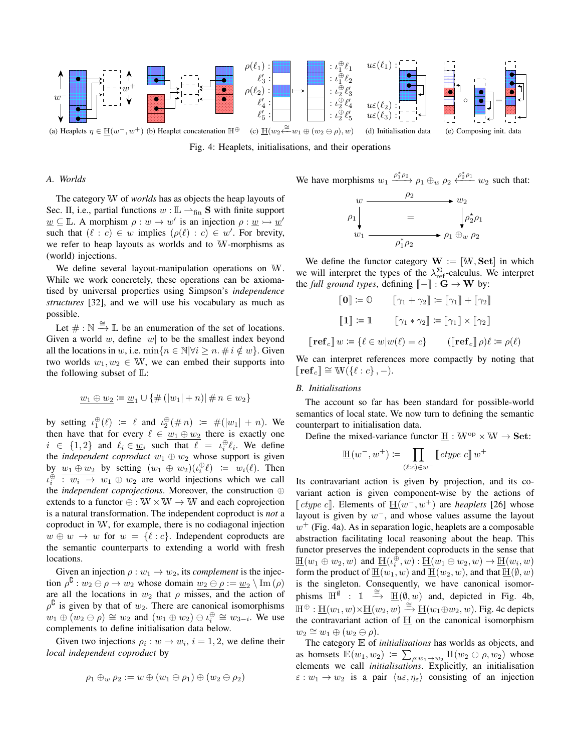(a) Heaplets $\eta \in \underline{\mathbb{H}}(w^-, w^+)$ (b) Heaplet concatenation $\mathbb{H}^{\oplus}$ (c) $\underline{\mathbb{H}}(w_2 \xleftarrow{\cong} w_1 \oplus (w_2 \ominus \rho), w)$ (d) Initialisation data (e) Composing init. data

Fig. 4: Heaplets, initialisations, and their operations

### A. Worlds

The category $\mathbb{W}$ of *worlds* has as objects the heap layouts of Sec. II, i.e., partial functions $w : \mathbb{L} \rightharpoonup_{\text{fin}} \mathbf{S}$ with finite support $\underline{w} \subseteq \mathbb{L}$. A morphism $\rho : w \to w'$ is an injection $\rho : \underline{w} \rightarrowtail \underline{w'}$ such that $(\ell : c) \in w$ implies $(\rho(\ell) : c) \in w'$. For brevity, we refer to heap layouts as worlds and to $\mathbb{W}$-morphisms as (world) injections.

We define several layout-manipulation operations on $\mathbb{W}$. While we work concretely, these operations can be axiomatised by universal properties using Simpson's *independence structures* [32], and we will use his vocabulary as much as possible.

Let $\# : \mathbb{N} \xrightarrow{\cong} \mathbb{L}$ be an enumeration of the set of locations. Given a world $w$, define $|w|$ to be the smallest index beyond all the locations in $w$, i.e. $\min\{n \in \mathbb{N} | \forall i \geq n. \# i \notin w\}$. Given two worlds $w_1, w_2 \in \mathbb{W}$, we can embed their supports into the following subset of $\mathbb{L}$:

$$\underline{w_1 \oplus w_2} := \underline{w}_1 \cup \{\#(|w_1| + n) | \# n \in w_2\}$$

by setting $\iota_1^{\oplus}(\ell) := \ell$ and $\iota_2^{\oplus}(\# n) := \#(|w_1| + n)$. We then have that for every $\ell \in \underline{w_1 \oplus w_2}$ there is exactly one $i \in \{1, 2\}$ and $\ell_i \in \underline{w_i}$ such that $\ell = \iota_i^{\oplus} \ell_i$. We define the *independent coproduct* $w_1 \oplus w_2$ whose support is given by $\underline{w_1 \oplus w_2}$ by setting $(w_1 \oplus w_2)(\iota_i^{\oplus} \ell) := w_i(\ell)$. Then $\iota_i^{\oplus} : w_i \to w_1 \oplus w_2$ are world injections which we call the *independent coprojections*. Moreover, the construction $\oplus$ extends to a functor $\oplus : \mathbb{W} \times \mathbb{W} \to \mathbb{W}$ and each coprojection is a natural transformation. The independent coproduct is *not* a coproduct in $\mathbb{W}$, for example, there is no codiagonal injection $w \oplus w \to w$ for $w = \{\ell : c\}$. Independent coproducts are the semantic counterparts to extending a world with fresh locations.

Given an injection $\rho : w_1 \to w_2$, its *complement* is the injection $\rho^{\complement} : w_2 \ominus \rho \to w_2$ whose domain $\underline{w_2 \ominus \rho} := \underline{w_2} \setminus \operatorname{Im}(\rho)$ are all the locations in $w_2$ that $\rho$ misses, and the action of $\rho^{\complement}$ is given by that of $w_2$. There are canonical isomorphisms $w_1 \oplus (w_2 \ominus \rho) \cong w_2$ and $(w_1 \oplus w_2) \ominus \iota_i^{\oplus} \cong w_{3-i}$. We use complements to define initialisation data below.

Given two injections $\rho_i : w \to w_i$, $i = 1, 2$, we define their *local independent coproduct* by

$$\rho_1 \oplus_w \rho_2 := w \oplus (w_1 \ominus \rho_1) \oplus (w_2 \ominus \rho_2)$$

We have morphisms $w_1 \xrightarrow{\rho_1^* \rho_2} \rho_1 \oplus_w \rho_2 \xleftarrow{\rho_2^* \rho_1} w_2$ such that:

$$\begin{array}{ccc} w & \xrightarrow{\rho_2} & w_2 \\ {\scriptstyle \rho_1}\downarrow & = & \downarrow{\scriptstyle \rho_2^* \rho_1} \\ w_1 & \xrightarrow[\rho_1^* \rho_2]{} & \rho_1 \oplus_w \rho_2 \end{array}$$

We define the functor category $\mathbf{W} := [\mathbb{W}, \mathbf{Set}]$ in which we will interpret the types of the $\lambda^{\Sigma}_{\text{ref}}$-calculus. We interpret the *full ground types*, defining $[\![-]\!] : \mathbf{G} \to \mathbf{W}$ by:

$$[\![\mathbf{0}]\!] := \mathbb{0} \qquad [\![\gamma_1 + \gamma_2]\!] := [\![\gamma_1]\!] + [\![\gamma_2]\!]$$

$$[\![\mathbf{1}]\!] := \mathbb{1} \qquad [\![\gamma_1 * \gamma_2]\!] := [\![\gamma_1]\!] \times [\![\gamma_2]\!]$$

$$[\![\mathbf{ref}_c]\!]\, w := \{\ell \in w | w(\ell) = c\} \qquad ([\![\mathbf{ref}_c]\!]\, \rho)\ell := \rho(\ell)$$

We can interpret references more compactly by noting that $[\![\mathbf{ref}_c]\!] \cong \mathbb{W}(\{\ell : c\}, -)$.

### B. Initialisations

The account so far has been standard for possible-world semantics of local state. We now turn to defining the semantic counterpart to initialisation data.

Define the mixed-variance functor $\underline{\mathbb{H}} : \mathbb{W}^{\text{op}} \times \mathbb{W} \to \mathbf{Set}$:

$$\underline{\mathbb{H}}(w^-, w^+) := \prod_{(\ell : c) \in w^-} [\![\, ctype\ c]\!]\, w^+$$

Its contravariant action is given by projection, and its covariant action is given component-wise by the actions of $[\![\, ctype\ c]\!]$. Elements of $\underline{\mathbb{H}}(w^-, w^+)$ are *heaplets* [26] whose layout is given by $w^-$, and whose values assume the layout $w^+$ (Fig. 4a). As in separation logic, heaplets are a composable abstraction facilitating local reasoning about the heap. This functor preserves the independent coproducts in the sense that $\underline{\mathbb{H}}(w_1 \oplus w_2, w)$ and $\underline{\mathbb{H}}(\iota_i^{\oplus}, w) : \underline{\mathbb{H}}(w_1 \oplus w_2, w) \to \underline{\mathbb{H}}(w_i, w)$ form the product of $\underline{\mathbb{H}}(w_1, w)$ and $\underline{\mathbb{H}}(w_2, w)$, and that $\underline{\mathbb{H}}(\emptyset, w)$ is the singleton. Consequently, we have canonical isomorphisms $\mathbb{H}^{\emptyset} : \mathbb{1} \xrightarrow{\cong} \underline{\mathbb{H}}(\emptyset, w)$ and, depicted in Fig. 4b, $\mathbb{H}^{\oplus} : \underline{\mathbb{H}}(w_1, w) \times \underline{\mathbb{H}}(w_2, w) \xrightarrow{\cong} \underline{\mathbb{H}}(w_1 \oplus w_2, w)$. Fig. 4c depicts the contravariant action of $\underline{\mathbb{H}}$ on the canonical isomorphism $w_2 \cong w_1 \oplus (w_2 \ominus \rho)$.

The category $\mathbb{E}$ of *initialisations* has worlds as objects, and as homsets $\mathbb{E}(w_1, w_2) := \sum_{\rho : w_1 \to w_2} \underline{\mathbb{H}}(w_2 \ominus \rho, w_2)$ whose elements we call *initialisations*. Explicitly, an initialisation $\varepsilon : w_1 \to w_2$ is a pair $\langle u\varepsilon, \eta_\varepsilon \rangle$ consisting of an injection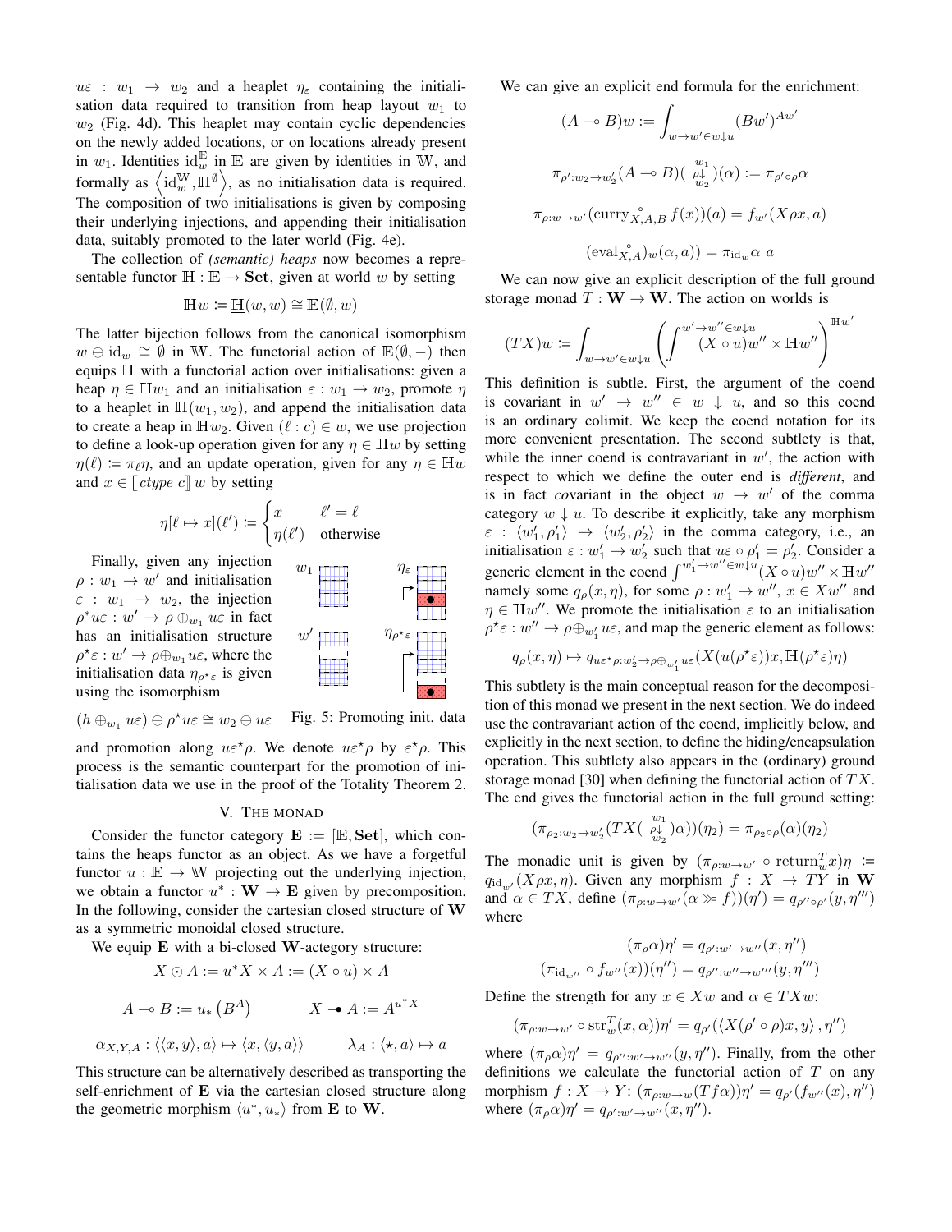$u\varepsilon : w_1 \to w_2$ and a heaplet $\eta_\varepsilon$ containing the initialisation data required to transition from heap layout $w_1$ to $w_2$ (Fig. 4d). This heaplet may contain cyclic dependencies on the newly added locations, or on locations already present in $w_1$. Identities $\mathrm{id}^{\mathbb{E}}_w$ in $\mathbb{E}$ are given by identities in $\mathbb{W}$, and formally as $\left\langle \mathrm{id}^{\mathbb{W}}_w, \mathbb{H}^{\emptyset} \right\rangle$, as no initialisation data is required. The composition of two initialisations is given by composing their underlying injections, and appending their initialisation data, suitably promoted to the later world (Fig. 4e).

The collection of *(semantic) heaps* now becomes a representable functor $\mathbb{H} : \mathbb{E} \to \mathbf{Set}$, given at world $w$ by setting

$$\mathbb{H}w := \underline{\mathbb{H}}(w, w) \cong \mathbb{E}(\emptyset, w)$$

The latter bijection follows from the canonical isomorphism $w \ominus \mathrm{id}_w \cong \emptyset$ in $\mathbb{W}$. The functorial action of $\mathbb{E}(\emptyset, -)$ then equips $\mathbb{H}$ with a functorial action over initialisations: given a heap $\eta \in \mathbb{H}w_1$ and an initialisation $\varepsilon : w_1 \to w_2$, promote $\eta$ to a heaplet in $\underline{\mathbb{H}}(w_1, w_2)$, and append the initialisation data to create a heap in $\mathbb{H}w_2$. Given $(\ell : c) \in w$, we use projection to define a look-up operation given for any $\eta \in \mathbb{H}w$ by setting $\eta(\ell) := \pi_\ell \eta$, and an update operation, given for any $\eta \in \mathbb{H}w$ and $x \in [\![ \mathit{ctype}\ c ]\!]\, w$ by setting

$$\eta[\ell \mapsto x](\ell') := \begin{cases} x & \ell' = \ell \\ \eta(\ell') & \text{otherwise} \end{cases}$$

Finally, given any injection $\rho : w_1 \to w'$ and initialisation $\varepsilon : w_1 \to w_2$, the injection $\rho^{*} u\varepsilon : w' \to \rho \oplus_{w_1} u\varepsilon$ in fact has an initialisation structure $\rho^{\star}\varepsilon : w' \to \rho \oplus_{w_1} u\varepsilon$, where the initialisation data $\eta_{\rho^\star\varepsilon}$ is given using the isomorphism

$$(h \oplus_{w_1} u\varepsilon) \ominus \rho^{\star} u\varepsilon \cong w_2 \ominus u\varepsilon$$

Fig. 5: Promoting init. data

and promotion along $u\varepsilon^{\star}\rho$. We denote $u\varepsilon^{\star}\rho$ by $\varepsilon^{\star}\rho$. This process is the semantic counterpart for the promotion of initialisation data we use in the proof of the Totality Theorem 2.

## V. The Monad

Consider the functor category $\mathbf{E} := [\mathbb{E}, \mathbf{Set}]$, which contains the heaps functor as an object. As we have a forgetful functor $u : \mathbb{E} \to \mathbb{W}$ projecting out the underlying injection, we obtain a functor $u^{*} : \mathbf{W} \to \mathbf{E}$ given by precomposition. In the following, consider the cartesian closed structure of $\mathbf{W}$ as a symmetric monoidal closed structure.

We equip $\mathbf{E}$ with a bi-closed $\mathbf{W}$-actegory structure:

$$X \odot A := u^{*}X \times A := (X \circ u) \times A$$

$$A \multimap B := u_{*}\left(B^{A}\right) \qquad X \multimap\!\!\bullet\, A := A^{u^{*}X}$$

$$\alpha_{X,Y,A} : \langle\langle x, y\rangle, a\rangle \mapsto \langle x, \langle y, a\rangle\rangle \qquad \lambda_A : \langle \star, a\rangle \mapsto a$$

This structure can be alternatively described as transporting the self-enrichment of $\mathbf{E}$ via the cartesian closed structure along the geometric morphism $\langle u^{*}, u_{*}\rangle$ from $\mathbf{E}$ to $\mathbf{W}$.

We can give an explicit end formula for the enrichment:

$$(A \multimap B)w := \int_{w \to w' \in w \downarrow u} (Bw')^{Aw'}$$

$$\pi_{\rho' : w_2 \to w_2'}(A \multimap B)\big(\begin{smallmatrix} w_1 \\ \rho\downarrow \\ w_2 \end{smallmatrix}\big)(\alpha) := \pi_{\rho' \circ \rho}\alpha$$

$$\pi_{\rho : w \to w'}(\mathrm{curry}^{\multimap}_{X,A,B}\, f(x))(a) = f_{w'}(X\rho x, a)$$

$$(\mathrm{eval}^{\multimap}_{X,A})_w(\alpha, a)) = \pi_{\mathrm{id}_w}\alpha\ a$$

We can now give an explicit description of the full ground storage monad $T : \mathbf{W} \to \mathbf{W}$. The action on worlds is

$$(TX)w := \int_{w \to w' \in w \downarrow u} \left( \int^{w' \to w'' \in w \downarrow u} (X \circ u)w'' \times \mathbb{H}w'' \right)^{\mathbb{H}w'}$$

This definition is subtle. First, the argument of the coend is covariant in $w' \to w'' \in w \downarrow u$, and so this coend is an ordinary colimit. We keep the coend notation for its more convenient presentation. The second subtlety is that, while the inner coend is contravariant in $w'$, the action with respect to which we define the outer end is *different*, and is in fact *co*variant in the object $w \to w'$ of the comma category $w \downarrow u$. To describe it explicitly, take any morphism $\varepsilon : \langle w_1', \rho_1'\rangle \to \langle w_2', \rho_2'\rangle$ in the comma category, i.e., an initialisation $\varepsilon : w_1' \to w_2'$ such that $u\varepsilon \circ \rho_1' = \rho_2'$. Consider a generic element in the coend $\int^{w_1' \to w'' \in w \downarrow u}(X \circ u)w'' \times \mathbb{H}w''$ namely some $q_\rho(x, \eta)$, for some $\rho : w_1' \to w''$, $x \in Xw''$ and $\eta \in \mathbb{H}w''$. We promote the initialisation $\varepsilon$ to an initialisation $\rho^{\star}\varepsilon : w'' \to \rho \oplus_{w_1'} u\varepsilon$, and map the generic element as follows:

$$q_\rho(x, \eta) \mapsto q_{u\varepsilon^{\star}\rho : w_2' \to \rho \oplus_{w_1'} u\varepsilon}(X(u(\rho^{\star}\varepsilon))x, \mathbb{H}(\rho^{\star}\varepsilon)\eta)$$

This subtlety is the main conceptual reason for the decomposition of this monad we present in the next section. We do indeed use the contravariant action of the coend, implicitly below, and explicitly in the next section, to define the hiding/encapsulation operation. This subtlety also appears in the (ordinary) ground storage monad [30] when defining the functorial action of $TX$. The end gives the functorial action in the full ground setting:

$$(\pi_{\rho_2 : w_2 \to w_2'}(TX\big(\begin{smallmatrix} w_1 \\ \rho\downarrow \\ w_2 \end{smallmatrix}\big)\alpha))(\eta_2) = \pi_{\rho_2 \circ \rho}(\alpha)(\eta_2)$$

The monadic unit is given by $(\pi_{\rho : w \to w'} \circ \mathrm{return}^{T}_{w} x)\eta := q_{\mathrm{id}_{w'}}(X\rho x, \eta)$. Given any morphism $f : X \to TY$ in $\mathbf{W}$ and $\alpha \in TX$, define $(\pi_{\rho : w \to w'}(\alpha \gg\!= f))(\eta') = q_{\rho'' \circ \rho'}(y, \eta''')$ where

$$(\pi_\rho \alpha)\eta' = q_{\rho' : w' \to w''}(x, \eta'')$$
$$(\pi_{\mathrm{id}_{w''}} \circ f_{w''}(x))(\eta'') = q_{\rho'' : w'' \to w'''}(y, \eta''')$$

Define the strength for any $x \in Xw$ and $\alpha \in TXw$:

$$(\pi_{\rho : w \to w'} \circ \mathrm{str}^{T}_{w}(x, \alpha))\eta' = q_{\rho'}(\langle X(\rho' \circ \rho)x, y\rangle, \eta'')$$

where $(\pi_\rho \alpha)\eta' = q_{\rho'' : w' \to w''}(y, \eta'')$. Finally, from the other definitions we calculate the functorial action of $T$ on any morphism $f : X \to Y$: $(\pi_{\rho : w \to w}(Tf\alpha))\eta' = q_{\rho'}(f_{w''}(x), \eta'')$ where $(\pi_\rho \alpha)\eta' = q_{\rho' : w' \to w''}(x, \eta'')$.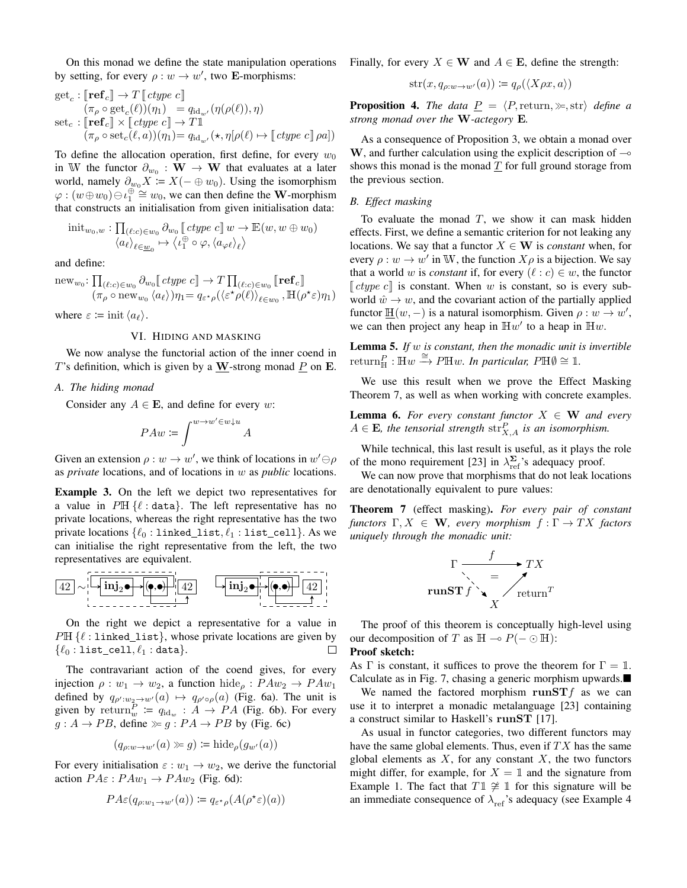On this monad we define the state manipulation operations by setting, for every $\rho : w \to w'$, two $\mathbf{E}$-morphisms:

$$
\begin{aligned}
&\mathrm{get}_c : [\![\mathbf{ref}_c]\!] \to T\,[\![\,ctype\ c]\!] \\
&\quad(\pi_\rho \circ \mathrm{get}_c(\ell))(\eta_1) \ = q_{\mathrm{id}_{w'}}(\eta(\rho(\ell)), \eta) \\
&\mathrm{set}_c : [\![\mathbf{ref}_c]\!] \times [\![\,ctype\ c]\!] \to T\mathbb{1} \\
&\quad(\pi_\rho \circ \mathrm{set}_c(\ell, a))(\eta_1) = q_{\mathrm{id}_{w'}}(\star, \eta[\rho(\ell) \mapsto [\![\,ctype\ c]\!]\,\rho a])
\end{aligned}
$$

To define the allocation operation, first define, for every $w_0$ in $\mathbb{W}$ the functor $\partial_{w_0} : \mathbf{W} \to \mathbf{W}$ that evaluates at a later world, namely $\partial_{w_0} X := X(- \oplus w_0)$. Using the isomorphism $\varphi : (w \oplus w_0) \ominus \iota_1^{\oplus} \cong w_0$, we can then define the $\mathbf{W}$-morphism that constructs an initialisation from given initialisation data:

$$
\begin{aligned}
\mathrm{init}_{w_0,w} : \textstyle\prod_{(\ell:c)\in w_0} \partial_{w_0}\,[\![\,ctype\ c]\!]\,w \to \mathbb{E}(w, w \oplus w_0) \\
\langle a_\ell \rangle_{\ell \in \underline{w}_0} \mapsto \left\langle \iota_1^{\oplus} \circ \varphi, \langle a_{\varphi\ell}\rangle_\ell \right\rangle
\end{aligned}
$$

and define:

$$
\begin{aligned}
&\mathrm{new}_{w_0} \colon \textstyle\prod_{(\ell:c)\in w_0} \partial_{w_0}[\![\,ctype\ c]\!] \to T \prod_{(\ell:c)\in w_0} [\![\mathbf{ref}_c]\!] \\
&\quad(\pi_\rho \circ \mathrm{new}_{w_0}\langle a_\ell\rangle)\eta_1 = q_{\varepsilon^\star\rho}(\langle \varepsilon^\star\rho(\ell)\rangle_{\ell\in w_0}, \mathbb{H}(\rho^\star\varepsilon)\eta_1)
\end{aligned}
$$

where $\varepsilon := \mathrm{init}\,\langle a_\ell\rangle$.

## VI. Hiding and masking

We now analyse the functorial action of the inner coend in $T$'s definition, which is given by a $\underline{\mathbf{W}}$-strong monad $\underline{P}$ on $\mathbf{E}$.

### A. The hiding monad

Consider any $A \in \mathbf{E}$, and define for every $w$:

$$
PAw := \int^{w \to w' \in w\downarrow u} A
$$

Given an extension $\rho : w \to w'$, we think of locations in $w' \ominus \rho$ as *private* locations, and of locations in $w$ as *public* locations.

**Example 3.** On the left we depict two representatives for a value in $P\mathbb{H}\,\{\ell : \mathtt{data}\}$. The left representative has no private locations, whereas the right representative has the two private locations $\{\ell_0 : \mathtt{linked\_list}, \ell_1 : \mathtt{list\_cell}\}$. As we can initialise the right representative from the left, the two representatives are equivalent.

On the right we depict a representative for a value in $P\mathbb{H}\,\{\ell : \mathtt{linked\_list}\}$, whose private locations are given by $\{\ell_0 : \mathtt{list\_cell}, \ell_1 : \mathtt{data}\}$. □

The contravariant action of the coend gives, for every injection $\rho : w_1 \to w_2$, a function $\mathrm{hide}_\rho : PAw_2 \to PAw_1$ defined by $q_{\rho' : w_2 \to w'}(a) \mapsto q_{\rho' \circ \rho}(a)$ (Fig. 6a). The unit is given by $\mathrm{return}_w^P := q_{\mathrm{id}_w} : A \to PA$ (Fig. 6b). For every $g : A \to PB$, define $\gg\!= g : PA \to PB$ by (Fig. 6c)

$$
(q_{\rho:w\to w'}(a) \gg\!= g) := \mathrm{hide}_\rho(g_{w'}(a))
$$

For every initialisation $\varepsilon : w_1 \to w_2$, we derive the functorial action $PA\varepsilon : PAw_1 \to PAw_2$ (Fig. 6d):

$$
PA\varepsilon(q_{\rho:w_1\to w'}(a)) := q_{\varepsilon^\star\rho}(A(\rho^\star\varepsilon)(a))
$$

Finally, for every $X \in \mathbf{W}$ and $A \in \mathbf{E}$, define the strength:

$$
\mathrm{str}(x, q_{\rho:w\to w'}(a)) := q_\rho(\langle X\rho x, a\rangle)
$$

**Proposition 4.** *The data $\underline{P} = \langle P, \mathrm{return}, \gg\!=, \mathrm{str}\rangle$ define a strong monad over the $\mathbf{W}$-actegory $\mathbf{E}$.*

As a consequence of Proposition 3, we obtain a monad over $\mathbf{W}$, and further calculation using the explicit description of $\multimap$ shows this monad is the monad $\underline{T}$ for full ground storage from the previous section.

### B. Effect masking

To evaluate the monad $T$, we show it can mask hidden effects. First, we define a semantic criterion for not leaking any locations. We say that a functor $X \in \mathbf{W}$ is *constant* when, for every $\rho : w \to w'$ in $\mathbb{W}$, the function $X\rho$ is a bijection. We say that a world $w$ is *constant* if, for every $(\ell : c) \in w$, the functor $[\![\,ctype\ c]\!]$ is constant. When $w$ is constant, so is every sub-world $\hat{w} \to w$, and the covariant action of the partially applied functor $\underline{\mathbb{H}}(w, -)$ is a natural isomorphism. Given $\rho : w \to w'$, we can then project any heap in $\mathbb{H}w'$ to a heap in $\mathbb{H}w$.

**Lemma 5.** *If $w$ is constant, then the monadic unit is invertible $\mathrm{return}_{\mathbb{H}}^P : \mathbb{H}w \xrightarrow{\cong} P\mathbb{H}w$. In particular, $P\mathbb{H}\emptyset \cong \mathbb{1}$.*

We use this result when we prove the Effect Masking Theorem 7, as well as when working with concrete examples.

**Lemma 6.** *For every constant functor $X \in \mathbf{W}$ and every $A \in \mathbf{E}$, the tensorial strength $\mathrm{str}_{X,A}^P$ is an isomorphism.*

While technical, this last result is useful, as it plays the role of the mono requirement [23] in $\lambda_{\mathrm{ref}}^{\mathbf{\Sigma}}$'s adequacy proof.

We can now prove that morphisms that do not leak locations are denotationally equivalent to pure values:

**Theorem 7** (effect masking)**.** *For every pair of constant functors $\Gamma, X \in \mathbf{W}$, every morphism $f : \Gamma \to TX$ factors uniquely through the monadic unit:*

$$
\Gamma \xrightarrow{f} TX = \Gamma \xrightarrow{\mathbf{runST}\,f} X \xrightarrow{\mathrm{return}^T} TX
$$

The proof of this theorem is conceptually high-level using our decomposition of $T$ as $\mathbb{H} \multimap P(- \odot \mathbb{H})$:

**Proof sketch:**
As $\Gamma$ is constant, it suffices to prove the theorem for $\Gamma = \mathbb{1}$. Calculate as in Fig. 7, chasing a generic morphism upwards.■

We named the factored morphism $\mathbf{runST} f$ as we can use it to interpret a monadic metalanguage [23] containing a construct similar to Haskell's $\mathbf{runST}$ [17].

As usual in functor categories, two different functors may have the same global elements. Thus, even if $TX$ has the same global elements as $X$, for any constant $X$, the two functors might differ, for example, for $X = \mathbb{1}$ and the signature from Example 1. The fact that $T\mathbb{1} \not\cong \mathbb{1}$ for this signature will be an immediate consequence of $\lambda_{\mathrm{ref}}$'s adequacy (see Example 4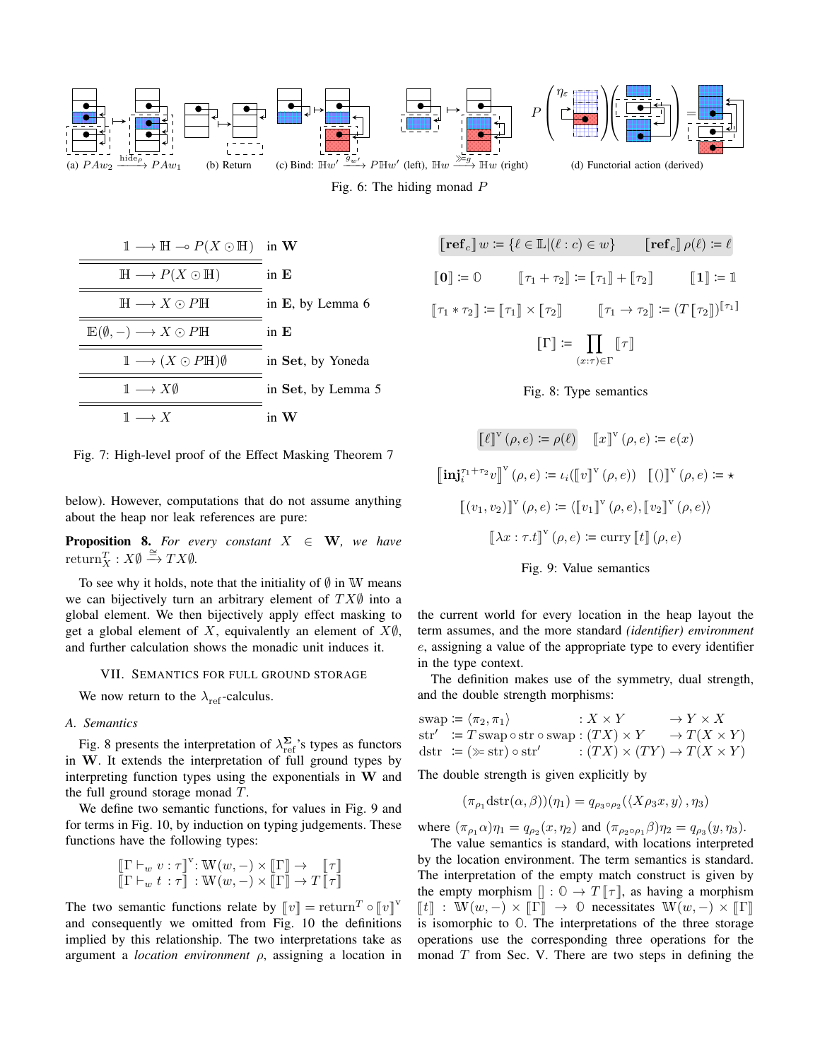(a) $PAw_2 \xrightarrow{\text{hide}_\rho} PAw_1$ (b) Return (c) Bind: $\mathbb{H}w' \xrightarrow{g_{w'}} P\mathbb{H}w'$ (left), $\mathbb{H}w \xrightarrow{\gg= g} \mathbb{H}w$ (right) (d) Functorial action (derived)

Fig. 6: The hiding monad $P$

$$
\begin{array}{ll}
\mathbb{1} \longrightarrow \mathbb{H} \multimap P(X \odot \mathbb{H}) & \text{in } \mathbf{W} \\
\hline\hline
\mathbb{H} \longrightarrow P(X \odot \mathbb{H}) & \text{in } \mathbf{E} \\
\hline\hline
\mathbb{H} \longrightarrow X \odot P\mathbb{H} & \text{in } \mathbf{E}, \text{ by Lemma 6} \\
\hline\hline
\mathbb{E}(\emptyset, -) \longrightarrow X \odot P\mathbb{H} & \text{in } \mathbf{E} \\
\hline\hline
\mathbb{1} \longrightarrow (X \odot P\mathbb{H})\emptyset & \text{in } \mathbf{Set}, \text{ by Yoneda} \\
\hline\hline
\mathbb{1} \longrightarrow X\emptyset & \text{in } \mathbf{Set}, \text{ by Lemma 5} \\
\hline\hline
\mathbb{1} \longrightarrow X & \text{in } \mathbf{W}
\end{array}
$$

Fig. 7: High-level proof of the Effect Masking Theorem 7

below). However, computations that do not assume anything about the heap nor leak references are pure:

**Proposition 8.** *For every constant $X \in \mathbf{W}$, we have* $\text{return}^T_X : X\emptyset \xrightarrow{\cong} TX\emptyset$.

To see why it holds, note that the initiality of $\emptyset$ in $\mathbb{W}$ means we can bijectively turn an arbitrary element of $TX\emptyset$ into a global element. We then bijectively apply effect masking to get a global element of $X$, equivalently an element of $X\emptyset$, and further calculation shows the monadic unit induces it.

## VII. Semantics for Full Ground Storage

We now return to the $\lambda_{\text{ref}}$-calculus.

### A. Semantics

Fig. 8 presents the interpretation of $\lambda^{\mathbf{\Sigma}}_{\text{ref}}$'s types as functors in $\mathbf{W}$. It extends the interpretation of full ground types by interpreting function types using the exponentials in $\mathbf{W}$ and the full ground storage monad $T$.

We define two semantic functions, for values in Fig. 9 and for terms in Fig. 10, by induction on typing judgements. These functions have the following types:

$$
\begin{aligned}
[\![\Gamma \vdash_w v : \tau]\!]^{\text{v}} &: \mathbb{W}(w, -) \times [\![\Gamma]\!] \to \quad [\![\tau]\!] \\
[\![\Gamma \vdash_w t : \tau]\!] &: \mathbb{W}(w, -) \times [\![\Gamma]\!] \to T[\![\tau]\!]
\end{aligned}
$$

The two semantic functions relate by $[\![v]\!] = \text{return}^T \circ [\![v]\!]^{\text{v}}$ and consequently we omitted from Fig. 10 the definitions implied by this relationship. The two interpretations take as argument a *location environment* $\rho$, assigning a location in the current world for every location in the heap layout the term assumes, and the more standard *(identifier) environment* $e$, assigning a value of the appropriate type to every identifier in the type context.

$$[\![\mathbf{ref}_c]\!]\, w := \{\ell \in \mathbb{L} | (\ell : c) \in w\} \qquad [\![\mathbf{ref}_c]\!]\, \rho(\ell) := \ell$$

$$[\![\mathbf{0}]\!] := \mathbb{0} \qquad [\![\tau_1 + \tau_2]\!] := [\![\tau_1]\!] + [\![\tau_2]\!] \qquad [\![\mathbf{1}]\!] := \mathbb{1}$$

$$[\![\tau_1 * \tau_2]\!] := [\![\tau_1]\!] \times [\![\tau_2]\!] \qquad [\![\tau_1 \to \tau_2]\!] := (T\,[\![\tau_2]\!])^{[\![\tau_1]\!]}$$

$$[\![\Gamma]\!] := \prod_{(x:\tau)\in\Gamma} [\![\tau]\!]$$

Fig. 8: Type semantics

$$[\![\ell]\!]^{\text{v}}(\rho, e) := \rho(\ell) \qquad [\![x]\!]^{\text{v}}(\rho, e) := e(x)$$

$$[\![\mathbf{inj}_i^{\tau_1+\tau_2} v]\!]^{\text{v}}(\rho, e) := \iota_i([\![v]\!]^{\text{v}}(\rho, e)) \qquad [\![()]\!]^{\text{v}}(\rho, e) := \star$$

$$[\![(v_1, v_2)]\!]^{\text{v}}(\rho, e) := \langle [\![v_1]\!]^{\text{v}}(\rho, e), [\![v_2]\!]^{\text{v}}(\rho, e)\rangle$$

$$[\![\lambda x : \tau.t]\!]^{\text{v}}(\rho, e) := \text{curry}\,[\![t]\!]\,(\rho, e)$$

Fig. 9: Value semantics

The definition makes use of the symmetry, dual strength, and the double strength morphisms:

$$
\begin{array}{lll}
\text{swap} := \langle \pi_2, \pi_1 \rangle & : X \times Y & \to Y \times X \\
\text{str}' \;\; := T\,\text{swap} \circ \text{str} \circ \text{swap} & : (TX) \times Y & \to T(X \times Y) \\
\text{dstr} \;\; := (\gg= \text{str}) \circ \text{str}' & : (TX) \times (TY) & \to T(X \times Y)
\end{array}
$$

The double strength is given explicitly by

$$(\pi_{\rho_1}\text{dstr}(\alpha, \beta))(\eta_1) = q_{\rho_3 \circ \rho_2}(\langle X\rho_3 x, y\rangle, \eta_3)$$

where $(\pi_{\rho_1}\alpha)\eta_1 = q_{\rho_2}(x, \eta_2)$ and $(\pi_{\rho_2\circ\rho_1}\beta)\eta_2 = q_{\rho_3}(y, \eta_3)$.

The value semantics is standard, with locations interpreted by the location environment. The term semantics is standard. The interpretation of the empty match construct is given by the empty morphism $[] : \mathbb{0} \to T\,[\![\tau]\!]$, as having a morphism $[\![t]\!] : \mathbb{W}(w, -) \times [\![\Gamma]\!] \to \mathbb{0}$ necessitates $\mathbb{W}(w, -) \times [\![\Gamma]\!]$ is isomorphic to $\mathbb{0}$. The interpretations of the three storage operations use the corresponding three operations for the monad $T$ from Sec. V. There are two steps in defining the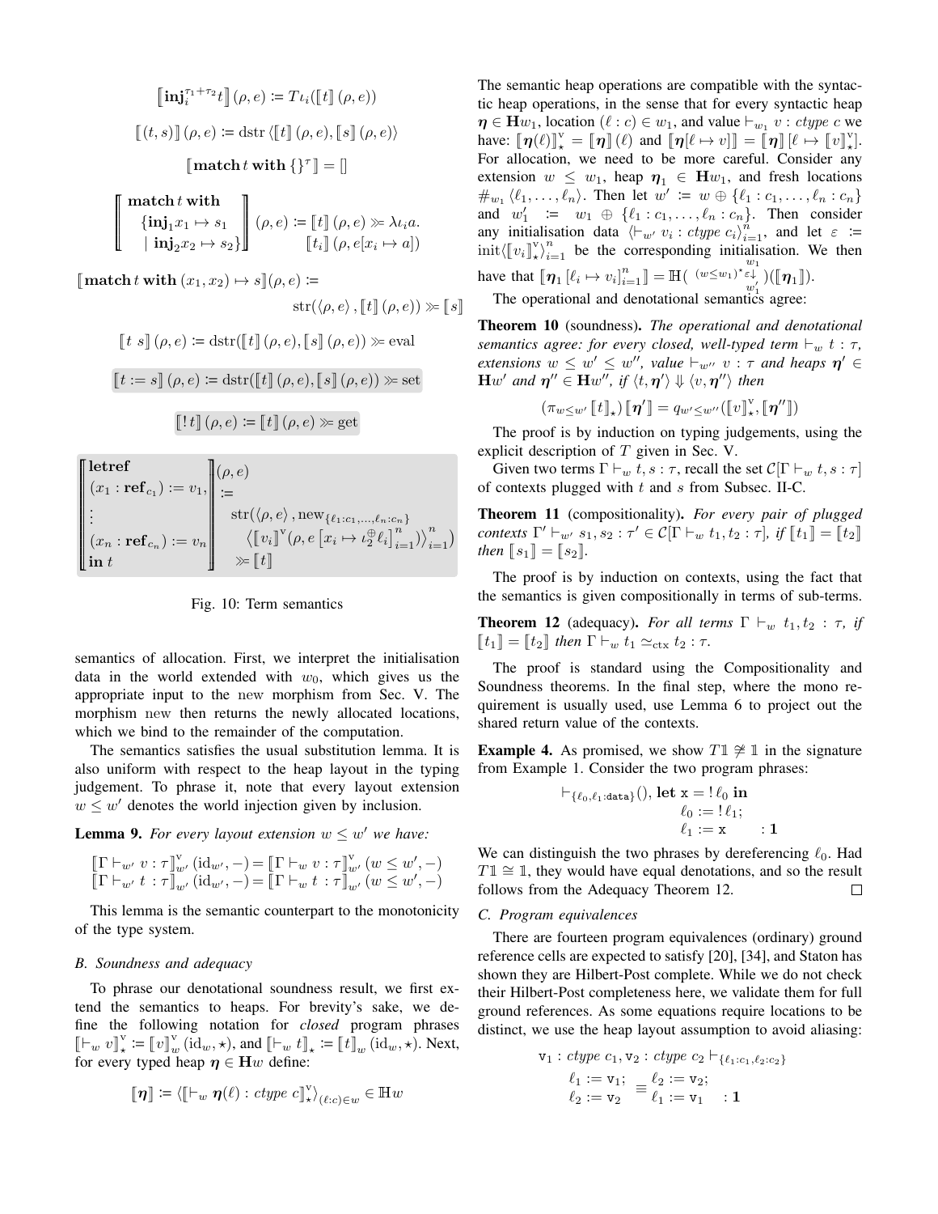$$\left[\!\left[\mathbf{inj}_i^{\tau_1+\tau_2} t\right]\!\right](\rho, e) \coloneqq T\iota_i(\left[\!\left[t\right]\!\right](\rho, e))$$

$$\left[\!\left[(t, s)\right]\!\right](\rho, e) \coloneqq \mathrm{dstr}\left\langle\left[\!\left[t\right]\!\right](\rho, e), \left[\!\left[s\right]\!\right](\rho, e)\right\rangle$$

$$\left[\!\left[\mathbf{match}\, t\, \mathbf{with}\, \{\}^\tau\right]\!\right] = []$$

$$\left[\!\left[\begin{array}{l}\mathbf{match}\, t\, \mathbf{with}\\ \quad \{\mathbf{inj}_1 x_1 \mapsto s_1\\ \quad \mid \mathbf{inj}_2 x_2 \mapsto s_2\}\end{array}\right]\!\right](\rho, e) \coloneqq \begin{array}{l}\left[\!\left[t\right]\!\right](\rho, e) \gg\!= \lambda\iota_i a.\\ \quad \left[\!\left[t_i\right]\!\right](\rho, e[x_i \mapsto a])\end{array}$$

$$\left[\!\left[\mathbf{match}\, t\, \mathbf{with}\, (x_1, x_2) \mapsto s\right]\!\right](\rho, e) \coloneqq \mathrm{str}(\langle\rho, e\rangle, \left[\!\left[t\right]\!\right](\rho, e)) \gg\!= \left[\!\left[s\right]\!\right]$$

$$\left[\!\left[t\ s\right]\!\right](\rho, e) \coloneqq \mathrm{dstr}(\left[\!\left[t\right]\!\right](\rho, e), \left[\!\left[s\right]\!\right](\rho, e)) \gg\!= \mathrm{eval}$$

$$\left[\!\left[t \coloneqq s\right]\!\right](\rho, e) \coloneqq \mathrm{dstr}(\left[\!\left[t\right]\!\right](\rho, e), \left[\!\left[s\right]\!\right](\rho, e)) \gg\!= \mathrm{set}$$

$$\left[\!\left[!\, t\right]\!\right](\rho, e) \coloneqq \left[\!\left[t\right]\!\right](\rho, e) \gg\!= \mathrm{get}$$

$$\left[\!\left[\begin{array}{l}\mathbf{letref}\\ (x_1 : \mathbf{ref}_{c_1}) \coloneqq v_1,\\ \vdots\\ (x_n : \mathbf{ref}_{c_n}) \coloneqq v_n\\ \mathbf{in}\ t\end{array}\right]\!\right](\rho, e) \coloneqq \begin{array}{l}\mathrm{str}(\langle\rho, e\rangle, \mathrm{new}_{\{\ell_1 : c_1, \ldots, \ell_n : c_n\}}\\ \quad \left\langle\left[\!\left[v_i\right]\!\right]^{\mathrm{v}}(\rho, e\left[x_i \mapsto \iota_2^{\oplus}\ell_i\right]_{i=1}^n)\right\rangle_{i=1}^n)\\ \quad \gg\!= \left[\!\left[t\right]\!\right]\end{array}$$

Fig. 10: Term semantics

semantics of allocation. First, we interpret the initialisation data in the world extended with $w_0$, which gives us the appropriate input to the new morphism from Sec. V. The morphism new then returns the newly allocated locations, which we bind to the remainder of the computation.

The semantics satisfies the usual substitution lemma. It is also uniform with respect to the heap layout in the typing judgement. To phrase it, note that every layout extension $w \leq w'$ denotes the world injection given by inclusion.

**Lemma 9.** *For every layout extension $w \leq w'$ we have:*

$$\left[\!\left[\Gamma \vdash_{w'} v : \tau\right]\!\right]^{\mathrm{v}}_{w'}(\mathrm{id}_{w'}, -) = \left[\!\left[\Gamma \vdash_w v : \tau\right]\!\right]^{\mathrm{v}}_{w'}(w \leq w', -)$$
$$\left[\!\left[\Gamma \vdash_{w'} t : \tau\right]\!\right]_{w'}(\mathrm{id}_{w'}, -) = \left[\!\left[\Gamma \vdash_w t : \tau\right]\!\right]_{w'}(w \leq w', -)$$

This lemma is the semantic counterpart to the monotonicity of the type system.

### B. Soundness and adequacy

To phrase our denotational soundness result, we first extend the semantics to heaps. For brevity's sake, we define the following notation for *closed* program phrases $\left[\!\left[\vdash_w v\right]\!\right]^{\mathrm{v}}_\star \coloneqq \left[\!\left[v\right]\!\right]^{\mathrm{v}}_w(\mathrm{id}_w, \star)$, and $\left[\!\left[\vdash_w t\right]\!\right]_\star \coloneqq \left[\!\left[t\right]\!\right]_w(\mathrm{id}_w, \star)$. Next, for every typed heap $\boldsymbol{\eta} \in \mathbf{H}w$ define:

$$\left[\!\left[\boldsymbol{\eta}\right]\!\right] \coloneqq \langle\left[\!\left[\vdash_w \boldsymbol{\eta}(\ell) : \mathit{ctype}\ c\right]\!\right]^{\mathrm{v}}_\star\rangle_{(\ell : c) \in w} \in \mathbb{H}w$$

The semantic heap operations are compatible with the syntactic heap operations, in the sense that for every syntactic heap $\boldsymbol{\eta} \in \mathbf{H}w_1$, location $(\ell : c) \in w_1$, and value $\vdash_{w_1} v : \mathit{ctype}\ c$ we have: $\left[\!\left[\boldsymbol{\eta}(\ell)\right]\!\right]^{\mathrm{v}}_\star = \left[\!\left[\boldsymbol{\eta}\right]\!\right](\ell)$ and $\left[\!\left[\boldsymbol{\eta}[\ell \mapsto v]\right]\!\right] = \left[\!\left[\boldsymbol{\eta}\right]\!\right][\ell \mapsto \left[\!\left[v\right]\!\right]^{\mathrm{v}}_\star]$. For allocation, we need to be more careful. Consider any extension $w \leq w_1$, heap $\boldsymbol{\eta}_1 \in \mathbf{H}w_1$, and fresh locations $\#_{w_1}\langle\ell_1, \ldots, \ell_n\rangle$. Then let $w' \coloneqq w \oplus \{\ell_1 : c_1, \ldots, \ell_n : c_n\}$ and $w_1' \coloneqq w_1 \oplus \{\ell_1 : c_1, \ldots, \ell_n : c_n\}$. Then consider any initialisation data $\langle\vdash_{w'} v_i : \mathit{ctype}\ c_i\rangle_{i=1}^n$, and let $\varepsilon \coloneqq \mathrm{init}\langle\left[\!\left[v_i\right]\!\right]^{\mathrm{v}}_\star\rangle_{i=1}^n$ be the corresponding initialisation. We then have that $\left[\!\left[\boldsymbol{\eta}_1\left[\ell_i \mapsto v_i\right]_{i=1}^n\right]\!\right] = \mathbb{H}(\,{}^{(w \leq w_1)^\star}\varepsilon\!\downarrow^{w_1}_{w_1'})(\left[\!\left[\boldsymbol{\eta}_1\right]\!\right])$.

The operational and denotational semantics agree:

**Theorem 10** (soundness)**.** *The operational and denotational semantics agree: for every closed, well-typed term $\vdash_w t : \tau$, extensions $w \leq w' \leq w''$, value $\vdash_{w''} v : \tau$ and heaps $\boldsymbol{\eta}' \in \mathbf{H}w'$ and $\boldsymbol{\eta}'' \in \mathbf{H}w''$, if $\langle t, \boldsymbol{\eta}'\rangle \Downarrow \langle v, \boldsymbol{\eta}''\rangle$ then*

$$(\pi_{w \leq w'}\left[\!\left[t\right]\!\right]_\star)\left[\!\left[\boldsymbol{\eta}'\right]\!\right] = q_{w' \leq w''}(\left[\!\left[v\right]\!\right]^{\mathrm{v}}_\star, \left[\!\left[\boldsymbol{\eta}''\right]\!\right])$$

The proof is by induction on typing judgements, using the explicit description of $T$ given in Sec. V.

Given two terms $\Gamma \vdash_w t, s : \tau$, recall the set $\mathcal{C}[\Gamma \vdash_w t, s : \tau]$ of contexts plugged with $t$ and $s$ from Subsec. II-C.

**Theorem 11** (compositionality)**.** *For every pair of plugged contexts $\Gamma' \vdash_{w'} s_1, s_2 : \tau' \in \mathcal{C}[\Gamma \vdash_w t_1, t_2 : \tau]$, if $\left[\!\left[t_1\right]\!\right] = \left[\!\left[t_2\right]\!\right]$ then $\left[\!\left[s_1\right]\!\right] = \left[\!\left[s_2\right]\!\right]$.*

The proof is by induction on contexts, using the fact that the semantics is given compositionally in terms of sub-terms.

**Theorem 12** (adequacy)**.** *For all terms $\Gamma \vdash_w t_1, t_2 : \tau$, if $\left[\!\left[t_1\right]\!\right] = \left[\!\left[t_2\right]\!\right]$ then $\Gamma \vdash_w t_1 \simeq_{\mathrm{ctx}} t_2 : \tau$.*

The proof is standard using the Compositionality and Soundness theorems. In the final step, where the mono requirement is usually used, use Lemma 6 to project out the shared return value of the contexts.

**Example 4.** As promised, we show $T\mathbb{1} \not\cong \mathbb{1}$ in the signature from Example 1. Consider the two program phrases:

$$\vdash_{\{\ell_0, \ell_1 : \mathtt{data}\}} (), \begin{array}{l}\mathbf{let}\ \mathtt{x} = !\,\ell_0\ \mathbf{in}\\ \ell_0 \coloneqq !\,\ell_1;\\ \ell_1 \coloneqq \mathtt{x}\end{array} \quad : \mathbf{1}$$

We can distinguish the two phrases by dereferencing $\ell_0$. Had $T\mathbb{1} \cong \mathbb{1}$, they would have equal denotations, and so the result follows from the Adequacy Theorem 12. □

### C. Program equivalences

There are fourteen program equivalences (ordinary) ground reference cells are expected to satisfy [20], [34], and Staton has shown they are Hilbert-Post complete. While we do not check their Hilbert-Post completeness here, we validate them for full ground references. As some equations require locations to be distinct, we use the heap layout assumption to avoid aliasing:

$$\mathtt{v}_1 : \mathit{ctype}\ c_1, \mathtt{v}_2 : \mathit{ctype}\ c_2 \vdash_{\{\ell_1 : c_1, \ell_2 : c_2\}}$$
$$\begin{array}{l}\ell_1 \coloneqq \mathtt{v}_1;\\ \ell_2 \coloneqq \mathtt{v}_2\end{array} \equiv \begin{array}{l}\ell_2 \coloneqq \mathtt{v}_2;\\ \ell_1 \coloneqq \mathtt{v}_1\end{array} \quad : \mathbf{1}$$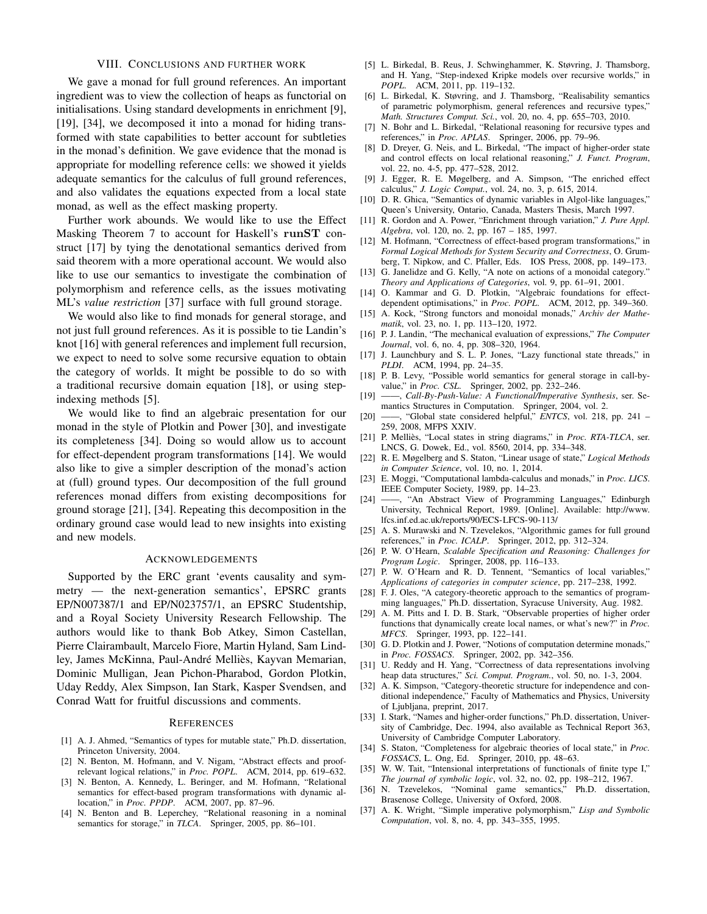## VIII. Conclusions and further work

We gave a monad for full ground references. An important ingredient was to view the collection of heaps as functorial on initialisations. Using standard developments in enrichment [9], [19], [34], we decomposed it into a monad for hiding transformed with state capabilities to better account for subtleties in the monad's definition. We gave evidence that the monad is appropriate for modelling reference cells: we showed it yields adequate semantics for the calculus of full ground references, and also validates the equations expected from a local state monad, as well as the effect masking property.

Further work abounds. We would like to use the Effect Masking Theorem 7 to account for Haskell's **runST** construct [17] by tying the denotational semantics derived from said theorem with a more operational account. We would also like to use our semantics to investigate the combination of polymorphism and reference cells, as the issues motivating ML's *value restriction* [37] surface with full ground storage.

We would also like to find monads for general storage, and not just full ground references. As it is possible to tie Landin's knot [16] with general references and implement full recursion, we expect to need to solve some recursive equation to obtain the category of worlds. It might be possible to do so with a traditional recursive domain equation [18], or using step-indexing methods [5].

We would like to find an algebraic presentation for our monad in the style of Plotkin and Power [30], and investigate its completeness [34]. Doing so would allow us to account for effect-dependent program transformations [14]. We would also like to give a simpler description of the monad's action at (full) ground types. Our decomposition of the full ground references monad differs from existing decompositions for ground storage [21], [34]. Repeating this decomposition in the ordinary ground case would lead to new insights into existing and new models.

## Acknowledgements

Supported by the ERC grant 'events causality and symmetry — the next-generation semantics', EPSRC grants EP/N007387/1 and EP/N023757/1, an EPSRC Studentship, and a Royal Society University Research Fellowship. The authors would like to thank Bob Atkey, Simon Castellan, Pierre Clairambault, Marcelo Fiore, Martin Hyland, Sam Lindley, James McKinna, Paul-André Melliès, Kayvan Memarian, Dominic Mulligan, Jean Pichon-Pharabod, Gordon Plotkin, Uday Reddy, Alex Simpson, Ian Stark, Kasper Svendsen, and Conrad Watt for fruitful discussions and comments.

## References

[1] A. J. Ahmed, "Semantics of types for mutable state," Ph.D. dissertation, Princeton University, 2004.

[2] N. Benton, M. Hofmann, and V. Nigam, "Abstract effects and proof-relevant logical relations," in *Proc. POPL*. ACM, 2014, pp. 619–632.

[3] N. Benton, A. Kennedy, L. Beringer, and M. Hofmann, "Relational semantics for effect-based program transformations with dynamic allocation," in *Proc. PPDP*. ACM, 2007, pp. 87–96.

[4] N. Benton and B. Leperchey, "Relational reasoning in a nominal semantics for storage," in *TLCA*. Springer, 2005, pp. 86–101.

[5] L. Birkedal, B. Reus, J. Schwinghammer, K. Støvring, J. Thamsborg, and H. Yang, "Step-indexed Kripke models over recursive worlds," in *POPL*. ACM, 2011, pp. 119–132.

[6] L. Birkedal, K. Støvring, and J. Thamsborg, "Realisability semantics of parametric polymorphism, general references and recursive types," *Math. Structures Comput. Sci.*, vol. 20, no. 4, pp. 655–703, 2010.

[7] N. Bohr and L. Birkedal, "Relational reasoning for recursive types and references," in *Proc. APLAS*. Springer, 2006, pp. 79–96.

[8] D. Dreyer, G. Neis, and L. Birkedal, "The impact of higher-order state and control effects on local relational reasoning," *J. Funct. Program*, vol. 22, no. 4-5, pp. 477–528, 2012.

[9] J. Egger, R. E. Møgelberg, and A. Simpson, "The enriched effect calculus," *J. Logic Comput.*, vol. 24, no. 3, p. 615, 2014.

[10] D. R. Ghica, "Semantics of dynamic variables in Algol-like languages," Queen's University, Ontario, Canada, Masters Thesis, March 1997.

[11] R. Gordon and A. Power, "Enrichment through variation," *J. Pure Appl. Algebra*, vol. 120, no. 2, pp. 167 – 185, 1997.

[12] M. Hofmann, "Correctness of effect-based program transformations," in *Formal Logical Methods for System Security and Correctness*, O. Grumberg, T. Nipkow, and C. Pfaller, Eds. IOS Press, 2008, pp. 149–173.

[13] G. Janelidze and G. Kelly, "A note on actions of a monoidal category." *Theory and Applications of Categories*, vol. 9, pp. 61–91, 2001.

[14] O. Kammar and G. D. Plotkin, "Algebraic foundations for effect-dependent optimisations," in *Proc. POPL*. ACM, 2012, pp. 349–360.

[15] A. Kock, "Strong functors and monoidal monads," *Archiv der Mathematik*, vol. 23, no. 1, pp. 113–120, 1972.

[16] P. J. Landin, "The mechanical evaluation of expressions," *The Computer Journal*, vol. 6, no. 4, pp. 308–320, 1964.

[17] J. Launchbury and S. L. P. Jones, "Lazy functional state threads," in *PLDI*. ACM, 1994, pp. 24–35.

[18] P. B. Levy, "Possible world semantics for general storage in call-by-value," in *Proc. CSL*. Springer, 2002, pp. 232–246.

[19] ——, *Call-By-Push-Value: A Functional/Imperative Synthesis*, ser. Semantics Structures in Computation. Springer, 2004, vol. 2.

[20] ——, "Global state considered helpful," *ENTCS*, vol. 218, pp. 241 – 259, 2008, MFPS XXIV.

[21] P. Melliès, "Local states in string diagrams," in *Proc. RTA-TLCA*, ser. LNCS, G. Dowek, Ed., vol. 8560, 2014, pp. 334–348.

[22] R. E. Møgelberg and S. Staton, "Linear usage of state," *Logical Methods in Computer Science*, vol. 10, no. 1, 2014.

[23] E. Moggi, "Computational lambda-calculus and monads," in *Proc. LICS*. IEEE Computer Society, 1989, pp. 14–23.

[24] ——, "An Abstract View of Programming Languages," Edinburgh University, Technical Report, 1989. [Online]. Available: http://www.lfcs.inf.ed.ac.uk/reports/90/ECS-LFCS-90-113/

[25] A. S. Murawski and N. Tzevelekos, "Algorithmic games for full ground references," in *Proc. ICALP*. Springer, 2012, pp. 312–324.

[26] P. W. O'Hearn, *Scalable Specification and Reasoning: Challenges for Program Logic*. Springer, 2008, pp. 116–133.

[27] P. W. O'Hearn and R. D. Tennent, "Semantics of local variables," *Applications of categories in computer science*, pp. 217–238, 1992.

[28] F. J. Oles, "A category-theoretic approach to the semantics of programming languages," Ph.D. dissertation, Syracuse University, Aug. 1982.

[29] A. M. Pitts and I. D. B. Stark, "Observable properties of higher order functions that dynamically create local names, or what's new?" in *Proc. MFCS*. Springer, 1993, pp. 122–141.

[30] G. D. Plotkin and J. Power, "Notions of computation determine monads," in *Proc. FOSSACS*. Springer, 2002, pp. 342–356.

[31] U. Reddy and H. Yang, "Correctness of data representations involving heap data structures," *Sci. Comput. Program.*, vol. 50, no. 1-3, 2004.

[32] A. K. Simpson, "Category-theoretic structure for independence and conditional independence," Faculty of Mathematics and Physics, University of Ljubljana, preprint, 2017.

[33] I. Stark, "Names and higher-order functions," Ph.D. dissertation, University of Cambridge, Dec. 1994, also available as Technical Report 363, University of Cambridge Computer Laboratory.

[34] S. Staton, "Completeness for algebraic theories of local state," in *Proc. FOSSACS*, L. Ong, Ed. Springer, 2010, pp. 48–63.

[35] W. W. Tait, "Intensional interpretations of functionals of finite type I," *The journal of symbolic logic*, vol. 32, no. 02, pp. 198–212, 1967.

[36] N. Tzevelekos, "Nominal game semantics," Ph.D. dissertation, Brasenose College, University of Oxford, 2008.

[37] A. K. Wright, "Simple imperative polymorphism," *Lisp and Symbolic Computation*, vol. 8, no. 4, pp. 343–355, 1995.